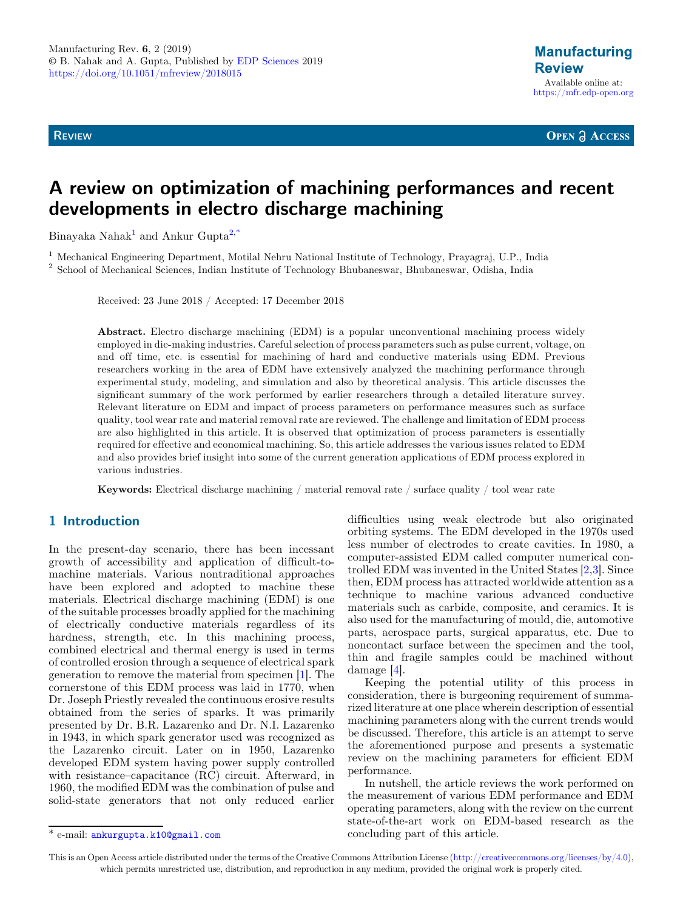**Review**

**Open Access**

# A review on optimization of machining performances and recent developments in electro discharge machining

Binayaka Nahak[1] and Ankur Gupta[2,*]

[1] Mechanical Engineering Department, Motilal Nehru National Institute of Technology, Prayagraj, U.P., India
[2] School of Mechanical Sciences, Indian Institute of Technology Bhubaneswar, Bhubaneswar, Odisha, India

Received: 23 June 2018 / Accepted: 17 December 2018

**Abstract.** Electro discharge machining (EDM) is a popular unconventional machining process widely employed in die-making industries. Careful selection of process parameters such as pulse current, voltage, on and off time, etc. is essential for machining of hard and conductive materials using EDM. Previous researchers working in the area of EDM have extensively analyzed the machining performance through experimental study, modeling, and simulation and also by theoretical analysis. This article discusses the significant summary of the work performed by earlier researchers through a detailed literature survey. Relevant literature on EDM and impact of process parameters on performance measures such as surface quality, tool wear rate and material removal rate are reviewed. The challenge and limitation of EDM process are also highlighted in this article. It is observed that optimization of process parameters is essentially required for effective and economical machining. So, this article addresses the various issues related to EDM and also provides brief insight into some of the current generation applications of EDM process explored in various industries.

**Keywords:** Electrical discharge machining / material removal rate / surface quality / tool wear rate

## 1 Introduction

In the present-day scenario, there has been incessant growth of accessibility and application of difficult-to-machine materials. Various nontraditional approaches have been explored and adopted to machine these materials. Electrical discharge machining (EDM) is one of the suitable processes broadly applied for the machining of electrically conductive materials regardless of its hardness, strength, etc. In this machining process, combined electrical and thermal energy is used in terms of controlled erosion through a sequence of electrical spark generation to remove the material from specimen [1]. The cornerstone of this EDM process was laid in 1770, when Dr. Joseph Priestly revealed the continuous erosive results obtained from the series of sparks. It was primarily presented by Dr. B.R. Lazarenko and Dr. N.I. Lazarenko in 1943, in which spark generator used was recognized as the Lazarenko circuit. Later on in 1950, Lazarenko developed EDM system having power supply controlled with resistance–capacitance (RC) circuit. Afterward, in 1960, the modified EDM was the combination of pulse and solid-state generators that not only reduced earlier difficulties using weak electrode but also originated orbiting systems. The EDM developed in the 1970s used less number of electrodes to create cavities. In 1980, a computer-assisted EDM called computer numerical controlled EDM was invented in the United States [2,3]. Since then, EDM process has attracted worldwide attention as a technique to machine various advanced conductive materials such as carbide, composite, and ceramics. It is also used for the manufacturing of mould, die, automotive parts, aerospace parts, surgical apparatus, etc. Due to noncontact surface between the specimen and the tool, thin and fragile samples could be machined without damage [4].

Keeping the potential utility of this process in consideration, there is burgeoning requirement of summarized literature at one place wherein description of essential machining parameters along with the current trends would be discussed. Therefore, this article is an attempt to serve the aforementioned purpose and presents a systematic review on the machining parameters for efficient EDM performance.

In nutshell, the article reviews the work performed on the measurement of various EDM performance and EDM operating parameters, along with the review on the current state-of-the-art work on EDM-based research as the concluding part of this article.

* e-mail: ankurgupta.k10@gmail.com

This is an Open Access article distributed under the terms of the Creative Commons Attribution License (http://creativecommons.org/licenses/by/4.0), which permits unrestricted use, distribution, and reproduction in any medium, provided the original work is properly cited.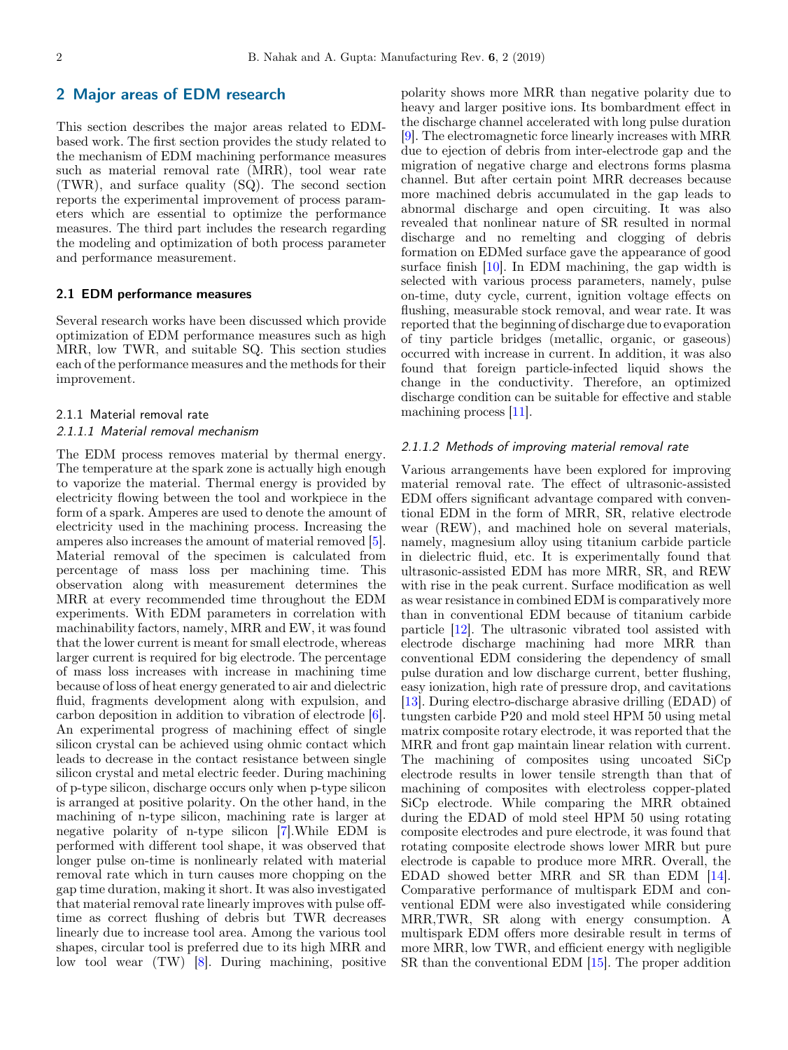## 2 Major areas of EDM research

This section describes the major areas related to EDM-based work. The first section provides the study related to the mechanism of EDM machining performance measures such as material removal rate (MRR), tool wear rate (TWR), and surface quality (SQ). The second section reports the experimental improvement of process parameters which are essential to optimize the performance measures. The third part includes the research regarding the modeling and optimization of both process parameter and performance measurement.

### 2.1 EDM performance measures

Several research works have been discussed which provide optimization of EDM performance measures such as high MRR, low TWR, and suitable SQ. This section studies each of the performance measures and the methods for their improvement.

#### 2.1.1 Material removal rate

##### *2.1.1.1 Material removal mechanism*

The EDM process removes material by thermal energy. The temperature at the spark zone is actually high enough to vaporize the material. Thermal energy is provided by electricity flowing between the tool and workpiece in the form of a spark. Amperes are used to denote the amount of electricity used in the machining process. Increasing the amperes also increases the amount of material removed [5]. Material removal of the specimen is calculated from percentage of mass loss per machining time. This observation along with measurement determines the MRR at every recommended time throughout the EDM experiments. With EDM parameters in correlation with machinability factors, namely, MRR and EW, it was found that the lower current is meant for small electrode, whereas larger current is required for big electrode. The percentage of mass loss increases with increase in machining time because of loss of heat energy generated to air and dielectric fluid, fragments development along with expulsion, and carbon deposition in addition to vibration of electrode [6]. An experimental progress of machining effect of single silicon crystal can be achieved using ohmic contact which leads to decrease in the contact resistance between single silicon crystal and metal electric feeder. During machining of p-type silicon, discharge occurs only when p-type silicon is arranged at positive polarity. On the other hand, in the machining of n-type silicon, machining rate is larger at negative polarity of n-type silicon [7].While EDM is performed with different tool shape, it was observed that longer pulse on-time is nonlinearly related with material removal rate which in turn causes more chopping on the gap time duration, making it short. It was also investigated that material removal rate linearly improves with pulse off-time as correct flushing of debris but TWR decreases linearly due to increase tool area. Among the various tool shapes, circular tool is preferred due to its high MRR and low tool wear (TW) [8]. During machining, positive polarity shows more MRR than negative polarity due to heavy and larger positive ions. Its bombardment effect in the discharge channel accelerated with long pulse duration [9]. The electromagnetic force linearly increases with MRR due to ejection of debris from inter-electrode gap and the migration of negative charge and electrons forms plasma channel. But after certain point MRR decreases because more machined debris accumulated in the gap leads to abnormal discharge and open circuiting. It was also revealed that nonlinear nature of SR resulted in normal discharge and no remelting and clogging of debris formation on EDMed surface gave the appearance of good surface finish [10]. In EDM machining, the gap width is selected with various process parameters, namely, pulse on-time, duty cycle, current, ignition voltage effects on flushing, measurable stock removal, and wear rate. It was reported that the beginning of discharge due to evaporation of tiny particle bridges (metallic, organic, or gaseous) occurred with increase in current. In addition, it was also found that foreign particle-infected liquid shows the change in the conductivity. Therefore, an optimized discharge condition can be suitable for effective and stable machining process [11].

##### *2.1.1.2 Methods of improving material removal rate*

Various arrangements have been explored for improving material removal rate. The effect of ultrasonic-assisted EDM offers significant advantage compared with conventional EDM in the form of MRR, SR, relative electrode wear (REW), and machined hole on several materials, namely, magnesium alloy using titanium carbide particle in dielectric fluid, etc. It is experimentally found that ultrasonic-assisted EDM has more MRR, SR, and REW with rise in the peak current. Surface modification as well as wear resistance in combined EDM is comparatively more than in conventional EDM because of titanium carbide particle [12]. The ultrasonic vibrated tool assisted with electrode discharge machining had more MRR than conventional EDM considering the dependency of small pulse duration and low discharge current, better flushing, easy ionization, high rate of pressure drop, and cavitations [13]. During electro-discharge abrasive drilling (EDAD) of tungsten carbide P20 and mold steel HPM 50 using metal matrix composite rotary electrode, it was reported that the MRR and front gap maintain linear relation with current. The machining of composites using uncoated SiCp electrode results in lower tensile strength than that of machining of composites with electroless copper-plated SiCp electrode. While comparing the MRR obtained during the EDAD of mold steel HPM 50 using rotating composite electrodes and pure electrode, it was found that rotating composite electrode shows lower MRR but pure electrode is capable to produce more MRR. Overall, the EDAD showed better MRR and SR than EDM [14]. Comparative performance of multispark EDM and conventional EDM were also investigated while considering MRR,TWR, SR along with energy consumption. A multispark EDM offers more desirable result in terms of more MRR, low TWR, and efficient energy with negligible SR than the conventional EDM [15]. The proper addition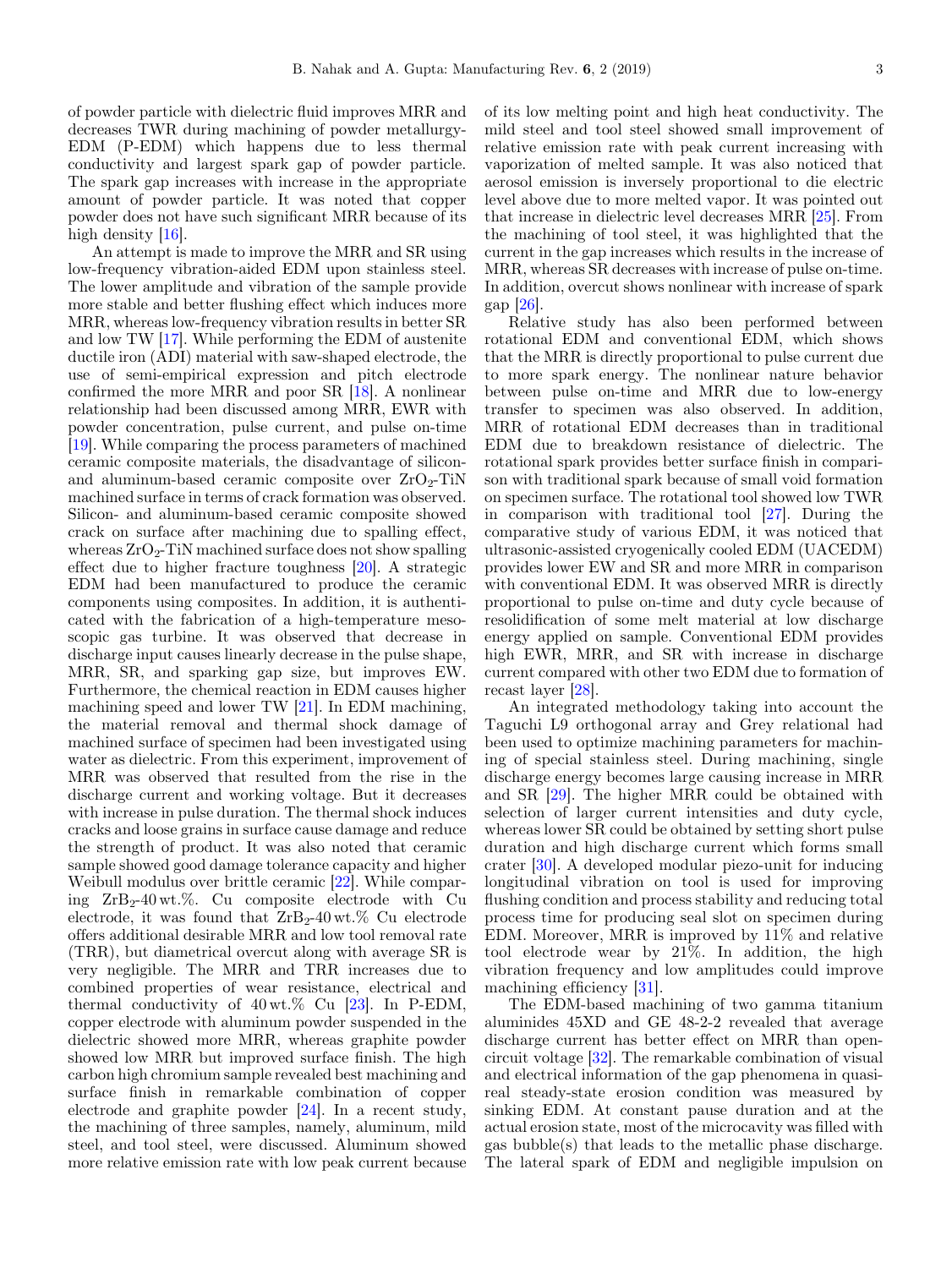of powder particle with dielectric fluid improves MRR and decreases TWR during machining of powder metallurgy-EDM (P-EDM) which happens due to less thermal conductivity and largest spark gap of powder particle. The spark gap increases with increase in the appropriate amount of powder particle. It was noted that copper powder does not have such significant MRR because of its high density [16].

An attempt is made to improve the MRR and SR using low-frequency vibration-aided EDM upon stainless steel. The lower amplitude and vibration of the sample provide more stable and better flushing effect which induces more MRR, whereas low-frequency vibration results in better SR and low TW [17]. While performing the EDM of austenite ductile iron (ADI) material with saw-shaped electrode, the use of semi-empirical expression and pitch electrode confirmed the more MRR and poor SR [18]. A nonlinear relationship had been discussed among MRR, EWR with powder concentration, pulse current, and pulse on-time [19]. While comparing the process parameters of machined ceramic composite materials, the disadvantage of silicon- and aluminum-based ceramic composite over $ZrO_2$-TiN machined surface in terms of crack formation was observed. Silicon- and aluminum-based ceramic composite showed crack on surface after machining due to spalling effect, whereas $ZrO_2$-TiN machined surface does not show spalling effect due to higher fracture toughness [20]. A strategic EDM had been manufactured to produce the ceramic components using composites. In addition, it is authenticated with the fabrication of a high-temperature mesoscopic gas turbine. It was observed that decrease in discharge input causes linearly decrease in the pulse shape, MRR, SR, and sparking gap size, but improves EW. Furthermore, the chemical reaction in EDM causes higher machining speed and lower TW [21]. In EDM machining, the material removal and thermal shock damage of machined surface of specimen had been investigated using water as dielectric. From this experiment, improvement of MRR was observed that resulted from the rise in the discharge current and working voltage. But it decreases with increase in pulse duration. The thermal shock induces cracks and loose grains in surface cause damage and reduce the strength of product. It was also noted that ceramic sample showed good damage tolerance capacity and higher Weibull modulus over brittle ceramic [22]. While comparing $ZrB_2$-40 wt.%. Cu composite electrode with Cu electrode, it was found that $ZrB_2$-40 wt.% Cu electrode offers additional desirable MRR and low tool removal rate (TRR), but diametrical overcut along with average SR is very negligible. The MRR and TRR increases due to combined properties of wear resistance, electrical and thermal conductivity of 40 wt.% Cu [23]. In P-EDM, copper electrode with aluminum powder suspended in the dielectric showed more MRR, whereas graphite powder showed low MRR but improved surface finish. The high carbon high chromium sample revealed best machining and surface finish in remarkable combination of copper electrode and graphite powder [24]. In a recent study, the machining of three samples, namely, aluminum, mild steel, and tool steel, were discussed. Aluminum showed more relative emission rate with low peak current because of its low melting point and high heat conductivity. The mild steel and tool steel showed small improvement of relative emission rate with peak current increasing with vaporization of melted sample. It was also noticed that aerosol emission is inversely proportional to die electric level above due to more melted vapor. It was pointed out that increase in dielectric level decreases MRR [25]. From the machining of tool steel, it was highlighted that the current in the gap increases which results in the increase of MRR, whereas SR decreases with increase of pulse on-time. In addition, overcut shows nonlinear with increase of spark gap [26].

Relative study has also been performed between rotational EDM and conventional EDM, which shows that the MRR is directly proportional to pulse current due to more spark energy. The nonlinear nature behavior between pulse on-time and MRR due to low-energy transfer to specimen was also observed. In addition, MRR of rotational EDM decreases than in traditional EDM due to breakdown resistance of dielectric. The rotational spark provides better surface finish in comparison with traditional spark because of small void formation on specimen surface. The rotational tool showed low TWR in comparison with traditional tool [27]. During the comparative study of various EDM, it was noticed that ultrasonic-assisted cryogenically cooled EDM (UACEDM) provides lower EW and SR and more MRR in comparison with conventional EDM. It was observed MRR is directly proportional to pulse on-time and duty cycle because of resolidification of some melt material at low discharge energy applied on sample. Conventional EDM provides high EWR, MRR, and SR with increase in discharge current compared with other two EDM due to formation of recast layer [28].

An integrated methodology taking into account the Taguchi L9 orthogonal array and Grey relational had been used to optimize machining parameters for machining of special stainless steel. During machining, single discharge energy becomes large causing increase in MRR and SR [29]. The higher MRR could be obtained with selection of larger current intensities and duty cycle, whereas lower SR could be obtained by setting short pulse duration and high discharge current which forms small crater [30]. A developed modular piezo-unit for inducing longitudinal vibration on tool is used for improving flushing condition and process stability and reducing total process time for producing seal slot on specimen during EDM. Moreover, MRR is improved by 11% and relative tool electrode wear by 21%. In addition, the high vibration frequency and low amplitudes could improve machining efficiency [31].

The EDM-based machining of two gamma titanium aluminides 45XD and GE 48-2-2 revealed that average discharge current has better effect on MRR than open-circuit voltage [32]. The remarkable combination of visual and electrical information of the gap phenomena in quasi-real steady-state erosion condition was measured by sinking EDM. At constant pause duration and at the actual erosion state, most of the microcavity was filled with gas bubble(s) that leads to the metallic phase discharge. The lateral spark of EDM and negligible impulsion on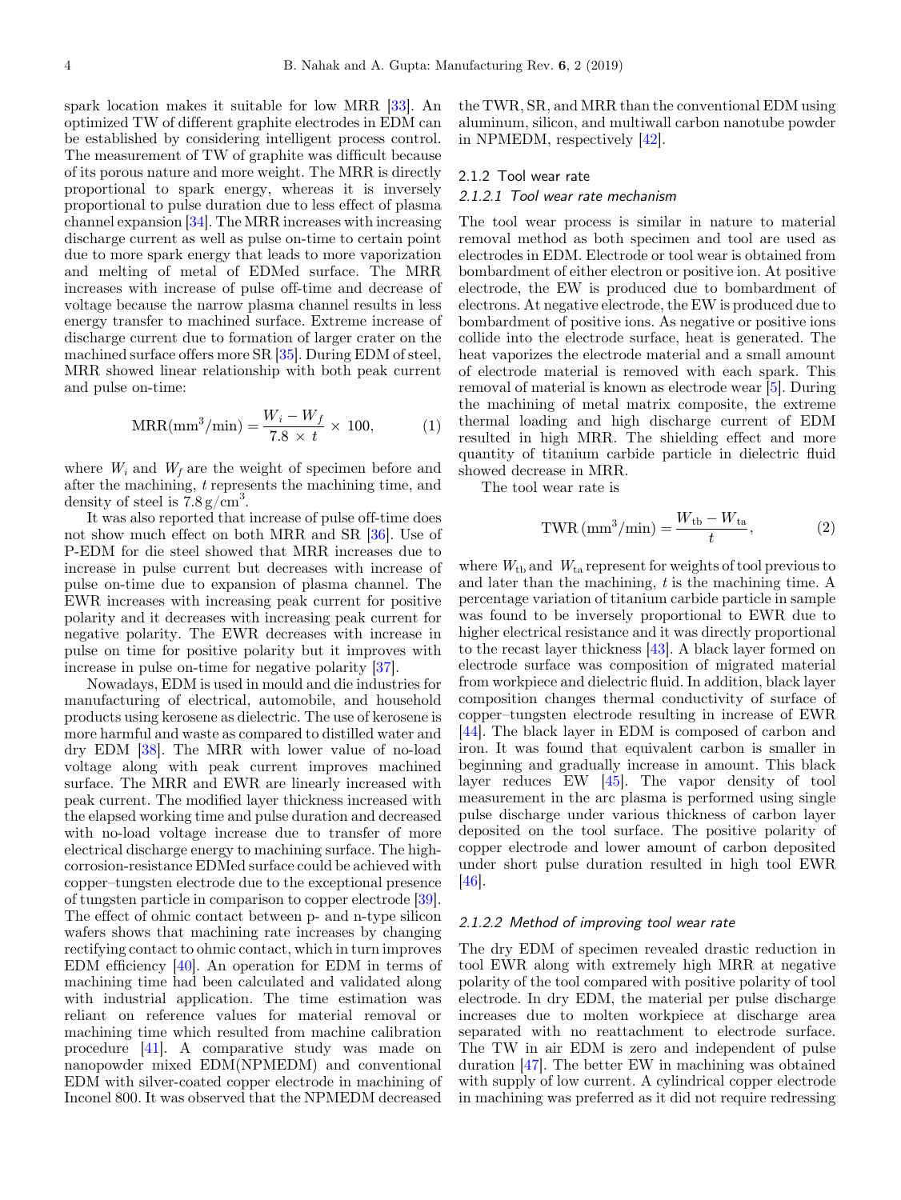spark location makes it suitable for low MRR [33]. An optimized TW of different graphite electrodes in EDM can be established by considering intelligent process control. The measurement of TW of graphite was difficult because of its porous nature and more weight. The MRR is directly proportional to spark energy, whereas it is inversely proportional to pulse duration due to less effect of plasma channel expansion [34]. The MRR increases with increasing discharge current as well as pulse on-time to certain point due to more spark energy that leads to more vaporization and melting of metal of EDMed surface. The MRR increases with increase of pulse off-time and decrease of voltage because the narrow plasma channel results in less energy transfer to machined surface. Extreme increase of discharge current due to formation of larger crater on the machined surface offers more SR [35]. During EDM of steel, MRR showed linear relationship with both peak current and pulse on-time:

$$\mathrm{MRR}(\mathrm{mm}^3/\mathrm{min}) = \frac{W_i - W_f}{7.8 \times t} \times 100, \tag{1}$$

where $W_i$ and $W_f$ are the weight of specimen before and after the machining, $t$ represents the machining time, and density of steel is $7.8\,\mathrm{g/cm}^3$.

It was also reported that increase of pulse off-time does not show much effect on both MRR and SR [36]. Use of P-EDM for die steel showed that MRR increases due to increase in pulse current but decreases with increase of pulse on-time due to expansion of plasma channel. The EWR increases with increasing peak current for positive polarity and it decreases with increasing peak current for negative polarity. The EWR decreases with increase in pulse on time for positive polarity but it improves with increase in pulse on-time for negative polarity [37].

Nowadays, EDM is used in mould and die industries for manufacturing of electrical, automobile, and household products using kerosene as dielectric. The use of kerosene is more harmful and waste as compared to distilled water and dry EDM [38]. The MRR with lower value of no-load voltage along with peak current improves machined surface. The MRR and EWR are linearly increased with peak current. The modified layer thickness increased with the elapsed working time and pulse duration and decreased with no-load voltage increase due to transfer of more electrical discharge energy to machining surface. The high-corrosion-resistance EDMed surface could be achieved with copper–tungsten electrode due to the exceptional presence of tungsten particle in comparison to copper electrode [39]. The effect of ohmic contact between p- and n-type silicon wafers shows that machining rate increases by changing rectifying contact to ohmic contact, which in turn improves EDM efficiency [40]. An operation for EDM in terms of machining time had been calculated and validated along with industrial application. The time estimation was reliant on reference values for material removal or machining time which resulted from machine calibration procedure [41]. A comparative study was made on nanopowder mixed EDM(NPMEDM) and conventional EDM with silver-coated copper electrode in machining of Inconel 800. It was observed that the NPMEDM decreased the TWR, SR, and MRR than the conventional EDM using aluminum, silicon, and multiwall carbon nanotube powder in NPMEDM, respectively [42].

### 2.1.2 Tool wear rate

#### *2.1.2.1 Tool wear rate mechanism*

The tool wear process is similar in nature to material removal method as both specimen and tool are used as electrodes in EDM. Electrode or tool wear is obtained from bombardment of either electron or positive ion. At positive electrode, the EW is produced due to bombardment of electrons. At negative electrode, the EW is produced due to bombardment of positive ions. As negative or positive ions collide into the electrode surface, heat is generated. The heat vaporizes the electrode material and a small amount of electrode material is removed with each spark. This removal of material is known as electrode wear [5]. During the machining of metal matrix composite, the extreme thermal loading and high discharge current of EDM resulted in high MRR. The shielding effect and more quantity of titanium carbide particle in dielectric fluid showed decrease in MRR.

The tool wear rate is

$$\mathrm{TWR}\,(\mathrm{mm}^3/\mathrm{min}) = \frac{W_{\mathrm{tb}} - W_{\mathrm{ta}}}{t}, \tag{2}$$

where $W_{\mathrm{tb}}$ and $W_{\mathrm{ta}}$ represent for weights of tool previous to and later than the machining, $t$ is the machining time. A percentage variation of titanium carbide particle in sample was found to be inversely proportional to EWR due to higher electrical resistance and it was directly proportional to the recast layer thickness [43]. A black layer formed on electrode surface was composition of migrated material from workpiece and dielectric fluid. In addition, black layer composition changes thermal conductivity of surface of copper–tungsten electrode resulting in increase of EWR [44]. The black layer in EDM is composed of carbon and iron. It was found that equivalent carbon is smaller in beginning and gradually increase in amount. This black layer reduces EW [45]. The vapor density of tool measurement in the arc plasma is performed using single pulse discharge under various thickness of carbon layer deposited on the tool surface. The positive polarity of copper electrode and lower amount of carbon deposited under short pulse duration resulted in high tool EWR [46].

#### *2.1.2.2 Method of improving tool wear rate*

The dry EDM of specimen revealed drastic reduction in tool EWR along with extremely high MRR at negative polarity of the tool compared with positive polarity of tool electrode. In dry EDM, the material per pulse discharge increases due to molten workpiece at discharge area separated with no reattachment to electrode surface. The TW in air EDM is zero and independent of pulse duration [47]. The better EW in machining was obtained with supply of low current. A cylindrical copper electrode in machining was preferred as it did not require redressing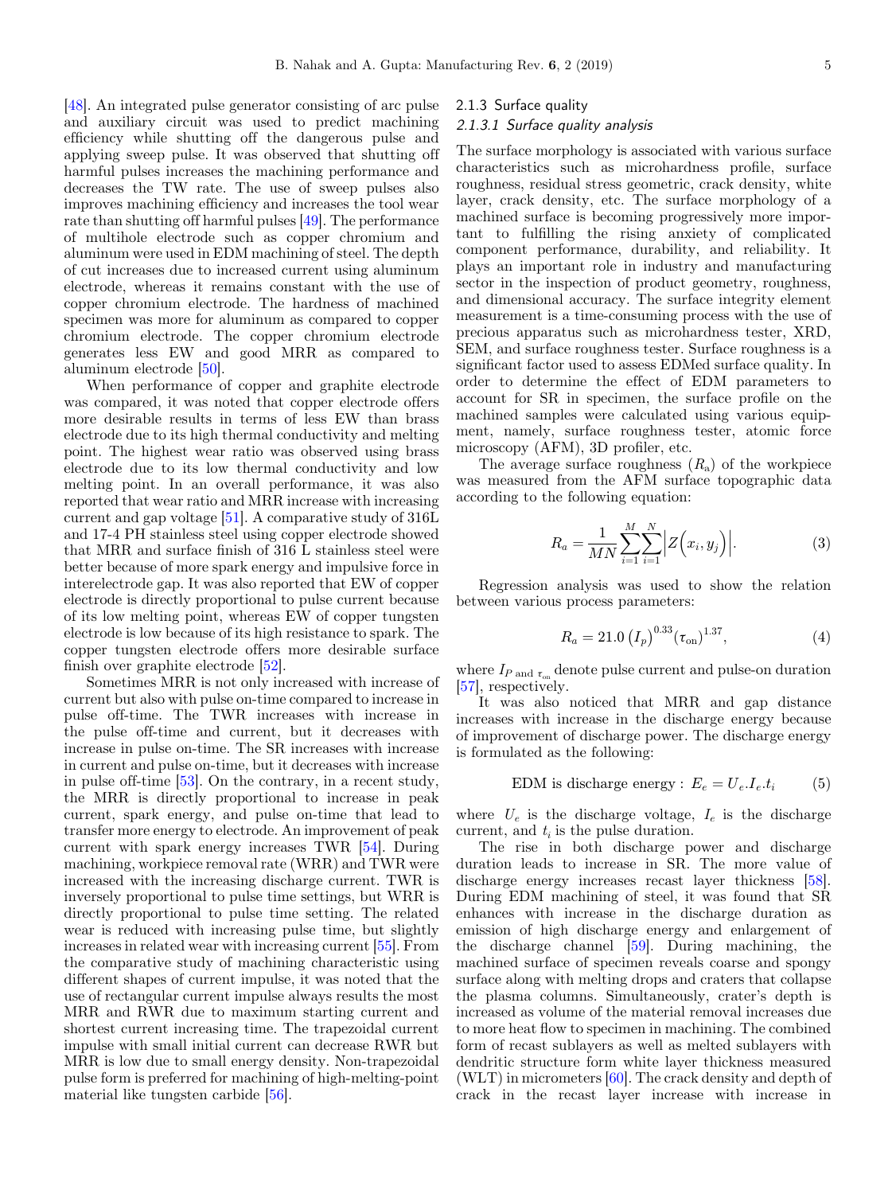[48]. An integrated pulse generator consisting of arc pulse and auxiliary circuit was used to predict machining efficiency while shutting off the dangerous pulse and applying sweep pulse. It was observed that shutting off harmful pulses increases the machining performance and decreases the TW rate. The use of sweep pulses also improves machining efficiency and increases the tool wear rate than shutting off harmful pulses [49]. The performance of multihole electrode such as copper chromium and aluminum were used in EDM machining of steel. The depth of cut increases due to increased current using aluminum electrode, whereas it remains constant with the use of copper chromium electrode. The hardness of machined specimen was more for aluminum as compared to copper chromium electrode. The copper chromium electrode generates less EW and good MRR as compared to aluminum electrode [50].

When performance of copper and graphite electrode was compared, it was noted that copper electrode offers more desirable results in terms of less EW than brass electrode due to its high thermal conductivity and melting point. The highest wear ratio was observed using brass electrode due to its low thermal conductivity and low melting point. In an overall performance, it was also reported that wear ratio and MRR increase with increasing current and gap voltage [51]. A comparative study of 316L and 17-4 PH stainless steel using copper electrode showed that MRR and surface finish of 316 L stainless steel were better because of more spark energy and impulsive force in interelectrode gap. It was also reported that EW of copper electrode is directly proportional to pulse current because of its low melting point, whereas EW of copper tungsten electrode is low because of its high resistance to spark. The copper tungsten electrode offers more desirable surface finish over graphite electrode [52].

Sometimes MRR is not only increased with increase of current but also with pulse on-time compared to increase in pulse off-time. The TWR increases with increase in the pulse off-time and current, but it decreases with increase in pulse on-time. The SR increases with increase in current and pulse on-time, but it decreases with increase in pulse off-time [53]. On the contrary, in a recent study, the MRR is directly proportional to increase in peak current, spark energy, and pulse on-time that lead to transfer more energy to electrode. An improvement of peak current with spark energy increases TWR [54]. During machining, workpiece removal rate (WRR) and TWR were increased with the increasing discharge current. TWR is inversely proportional to pulse time settings, but WRR is directly proportional to pulse time setting. The related wear is reduced with increasing pulse time, but slightly increases in related wear with increasing current [55]. From the comparative study of machining characteristic using different shapes of current impulse, it was noted that the use of rectangular current impulse always results the most MRR and RWR due to maximum starting current and shortest current increasing time. The trapezoidal current impulse with small initial current can decrease RWR but MRR is low due to small energy density. Non-trapezoidal pulse form is preferred for machining of high-melting-point material like tungsten carbide [56].

### 2.1.3 Surface quality

#### *2.1.3.1 Surface quality analysis*

The surface morphology is associated with various surface characteristics such as microhardness profile, surface roughness, residual stress geometric, crack density, white layer, crack density, etc. The surface morphology of a machined surface is becoming progressively more important to fulfilling the rising anxiety of complicated component performance, durability, and reliability. It plays an important role in industry and manufacturing sector in the inspection of product geometry, roughness, and dimensional accuracy. The surface integrity element measurement is a time-consuming process with the use of precious apparatus such as microhardness tester, XRD, SEM, and surface roughness tester. Surface roughness is a significant factor used to assess EDMed surface quality. In order to determine the effect of EDM parameters to account for SR in specimen, the surface profile on the machined samples were calculated using various equipment, namely, surface roughness tester, atomic force microscopy (AFM), 3D profiler, etc.

The average surface roughness ($R_a$) of the workpiece was measured from the AFM surface topographic data according to the following equation:

$$R_a = \frac{1}{MN}\sum_{i=1}^{M}\sum_{i=1}^{N}\left|Z\left(x_i, y_j\right)\right|. \tag{3}$$

Regression analysis was used to show the relation between various process parameters:

$$R_a = 21.0\,(I_p)^{0.33}(\tau_{\text{on}})^{1.37}, \tag{4}$$

where $I_P$ and $\tau_{on}$ denote pulse current and pulse-on duration [57], respectively.

It was also noticed that MRR and gap distance increases with increase in the discharge energy because of improvement of discharge power. The discharge energy is formulated as the following:

$$\text{EDM is discharge energy}: \; E_e = U_e.I_e.t_i \tag{5}$$

where $U_e$ is the discharge voltage, $I_e$ is the discharge current, and $t_i$ is the pulse duration.

The rise in both discharge power and discharge duration leads to increase in SR. The more value of discharge energy increases recast layer thickness [58]. During EDM machining of steel, it was found that SR enhances with increase in the discharge duration as emission of high discharge energy and enlargement of the discharge channel [59]. During machining, the machined surface of specimen reveals coarse and spongy surface along with melting drops and craters that collapse the plasma columns. Simultaneously, crater's depth is increased as volume of the material removal increases due to more heat flow to specimen in machining. The combined form of recast sublayers as well as melted sublayers with dendritic structure form white layer thickness measured (WLT) in micrometers [60]. The crack density and depth of crack in the recast layer increase with increase in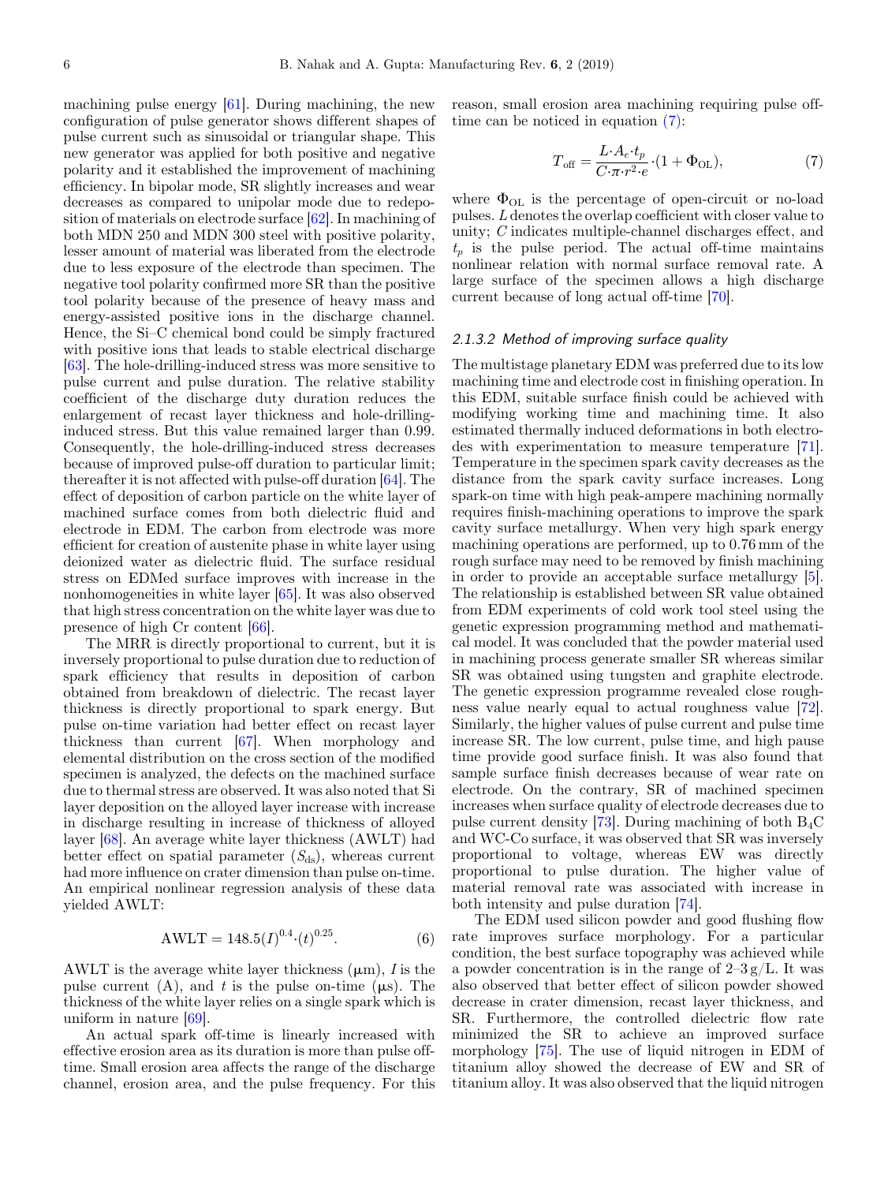machining pulse energy [61]. During machining, the new configuration of pulse generator shows different shapes of pulse current such as sinusoidal or triangular shape. This new generator was applied for both positive and negative polarity and it established the improvement of machining efficiency. In bipolar mode, SR slightly increases and wear decreases as compared to unipolar mode due to redeposition of materials on electrode surface [62]. In machining of both MDN 250 and MDN 300 steel with positive polarity, lesser amount of material was liberated from the electrode due to less exposure of the electrode than specimen. The negative tool polarity confirmed more SR than the positive tool polarity because of the presence of heavy mass and energy-assisted positive ions in the discharge channel. Hence, the Si–C chemical bond could be simply fractured with positive ions that leads to stable electrical discharge [63]. The hole-drilling-induced stress was more sensitive to pulse current and pulse duration. The relative stability coefficient of the discharge duty duration reduces the enlargement of recast layer thickness and hole-drilling-induced stress. But this value remained larger than 0.99. Consequently, the hole-drilling-induced stress decreases because of improved pulse-off duration to particular limit; thereafter it is not affected with pulse-off duration [64]. The effect of deposition of carbon particle on the white layer of machined surface comes from both dielectric fluid and electrode in EDM. The carbon from electrode was more efficient for creation of austenite phase in white layer using deionized water as dielectric fluid. The surface residual stress on EDMed surface improves with increase in the nonhomogeneities in white layer [65]. It was also observed that high stress concentration on the white layer was due to presence of high Cr content [66].

The MRR is directly proportional to current, but it is inversely proportional to pulse duration due to reduction of spark efficiency that results in deposition of carbon obtained from breakdown of dielectric. The recast layer thickness is directly proportional to spark energy. But pulse on-time variation had better effect on recast layer thickness than current [67]. When morphology and elemental distribution on the cross section of the modified specimen is analyzed, the defects on the machined surface due to thermal stress are observed. It was also noted that Si layer deposition on the alloyed layer increase with increase in discharge resulting in increase of thickness of alloyed layer [68]. An average white layer thickness (AWLT) had better effect on spatial parameter ($S_{\mathrm{ds}}$), whereas current had more influence on crater dimension than pulse on-time. An empirical nonlinear regression analysis of these data yielded AWLT:

$$\mathrm{AWLT} = 148.5(I)^{0.4}\cdot(t)^{0.25}. \tag{6}$$

AWLT is the average white layer thickness (μm), $I$ is the pulse current (A), and $t$ is the pulse on-time (μs). The thickness of the white layer relies on a single spark which is uniform in nature [69].

An actual spark off-time is linearly increased with effective erosion area as its duration is more than pulse off-time. Small erosion area affects the range of the discharge channel, erosion area, and the pulse frequency. For this reason, small erosion area machining requiring pulse off-time can be noticed in equation (7):

$$T_{\mathrm{off}} = \frac{L\cdot A_e\cdot t_p}{C\cdot\pi\cdot r^2\cdot e}\cdot(1+\Phi_{\mathrm{OL}}), \tag{7}$$

where $\Phi_{\mathrm{OL}}$ is the percentage of open-circuit or no-load pulses. $L$ denotes the overlap coefficient with closer value to unity; $C$ indicates multiple-channel discharges effect, and $t_p$ is the pulse period. The actual off-time maintains nonlinear relation with normal surface removal rate. A large surface of the specimen allows a high discharge current because of long actual off-time [70].

#### *2.1.3.2 Method of improving surface quality*

The multistage planetary EDM was preferred due to its low machining time and electrode cost in finishing operation. In this EDM, suitable surface finish could be achieved with modifying working time and machining time. It also estimated thermally induced deformations in both electrodes with experimentation to measure temperature [71]. Temperature in the specimen spark cavity decreases as the distance from the spark cavity surface increases. Long spark-on time with high peak-ampere machining normally requires finish-machining operations to improve the spark cavity surface metallurgy. When very high spark energy machining operations are performed, up to 0.76 mm of the rough surface may need to be removed by finish machining in order to provide an acceptable surface metallurgy [5]. The relationship is established between SR value obtained from EDM experiments of cold work tool steel using the genetic expression programming method and mathematical model. It was concluded that the powder material used in machining process generate smaller SR whereas similar SR was obtained using tungsten and graphite electrode. The genetic expression programme revealed close roughness value nearly equal to actual roughness value [72]. Similarly, the higher values of pulse current and pulse time increase SR. The low current, pulse time, and high pause time provide good surface finish. It was also found that sample surface finish decreases because of wear rate on electrode. On the contrary, SR of machined specimen increases when surface quality of electrode decreases due to pulse current density [73]. During machining of both $B_4C$ and WC-Co surface, it was observed that SR was inversely proportional to voltage, whereas EW was directly proportional to pulse duration. The higher value of material removal rate was associated with increase in both intensity and pulse duration [74].

The EDM used silicon powder and good flushing flow rate improves surface morphology. For a particular condition, the best surface topography was achieved while a powder concentration is in the range of 2–3 g/L. It was also observed that better effect of silicon powder showed decrease in crater dimension, recast layer thickness, and SR. Furthermore, the controlled dielectric flow rate minimized the SR to achieve an improved surface morphology [75]. The use of liquid nitrogen in EDM of titanium alloy showed the decrease of EW and SR of titanium alloy. It was also observed that the liquid nitrogen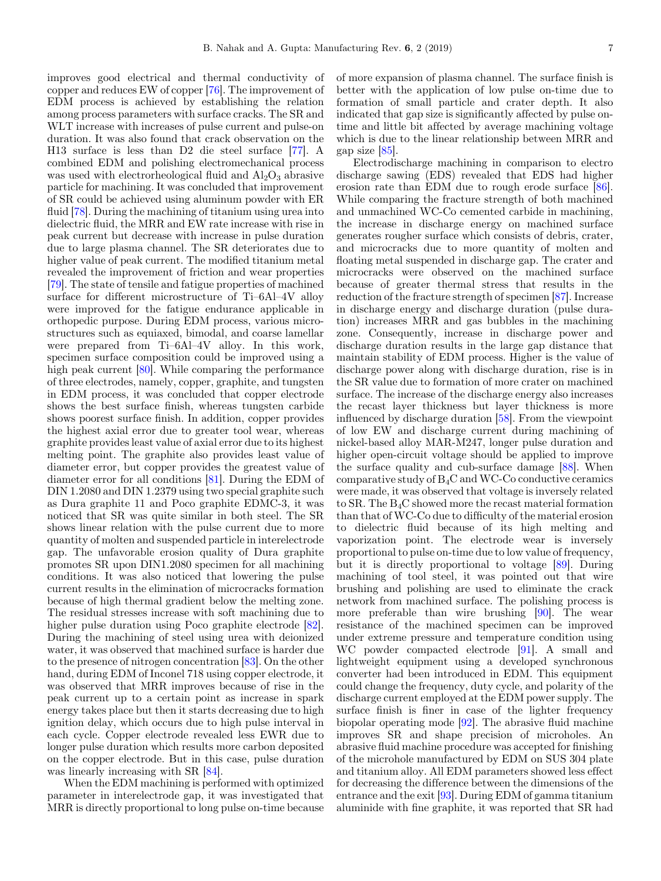improves good electrical and thermal conductivity of copper and reduces EW of copper [76]. The improvement of EDM process is achieved by establishing the relation among process parameters with surface cracks. The SR and WLT increase with increases of pulse current and pulse-on duration. It was also found that crack observation on the H13 surface is less than D2 die steel surface [77]. A combined EDM and polishing electromechanical process was used with electrorheological fluid and $Al_2O_3$ abrasive particle for machining. It was concluded that improvement of SR could be achieved using aluminum powder with ER fluid [78]. During the machining of titanium using urea into dielectric fluid, the MRR and EW rate increase with rise in peak current but decrease with increase in pulse duration due to large plasma channel. The SR deteriorates due to higher value of peak current. The modified titanium metal revealed the improvement of friction and wear properties [79]. The state of tensile and fatigue properties of machined surface for different microstructure of Ti–6Al–4V alloy were improved for the fatigue endurance applicable in orthopedic purpose. During EDM process, various microstructures such as equiaxed, bimodal, and coarse lamellar were prepared from Ti–6Al–4V alloy. In this work, specimen surface composition could be improved using a high peak current [80]. While comparing the performance of three electrodes, namely, copper, graphite, and tungsten in EDM process, it was concluded that copper electrode shows the best surface finish, whereas tungsten carbide shows poorest surface finish. In addition, copper provides the highest axial error due to greater tool wear, whereas graphite provides least value of axial error due to its highest melting point. The graphite also provides least value of diameter error, but copper provides the greatest value of diameter error for all conditions [81]. During the EDM of DIN 1.2080 and DIN 1.2379 using two special graphite such as Dura graphite 11 and Poco graphite EDMC-3, it was noticed that SR was quite similar in both steel. The SR shows linear relation with the pulse current due to more quantity of molten and suspended particle in interelectrode gap. The unfavorable erosion quality of Dura graphite promotes SR upon DIN1.2080 specimen for all machining conditions. It was also noticed that lowering the pulse current results in the elimination of microcracks formation because of high thermal gradient below the melting zone. The residual stresses increase with soft machining due to higher pulse duration using Poco graphite electrode [82]. During the machining of steel using urea with deionized water, it was observed that machined surface is harder due to the presence of nitrogen concentration [83]. On the other hand, during EDM of Inconel 718 using copper electrode, it was observed that MRR improves because of rise in the peak current up to a certain point as increase in spark energy takes place but then it starts decreasing due to high ignition delay, which occurs due to high pulse interval in each cycle. Copper electrode revealed less EWR due to longer pulse duration which results more carbon deposited on the copper electrode. But in this case, pulse duration was linearly increasing with SR [84].

When the EDM machining is performed with optimized parameter in interelectrode gap, it was investigated that MRR is directly proportional to long pulse on-time because of more expansion of plasma channel. The surface finish is better with the application of low pulse on-time due to formation of small particle and crater depth. It also indicated that gap size is significantly affected by pulse on-time and little bit affected by average machining voltage which is due to the linear relationship between MRR and gap size [85].

Electrodischarge machining in comparison to electro discharge sawing (EDS) revealed that EDS had higher erosion rate than EDM due to rough erode surface [86]. While comparing the fracture strength of both machined and unmachined WC-Co cemented carbide in machining, the increase in discharge energy on machined surface generates rougher surface which consists of debris, crater, and microcracks due to more quantity of molten and floating metal suspended in discharge gap. The crater and microcracks were observed on the machined surface because of greater thermal stress that results in the reduction of the fracture strength of specimen [87]. Increase in discharge energy and discharge duration (pulse duration) increases MRR and gas bubbles in the machining zone. Consequently, increase in discharge power and discharge duration results in the large gap distance that maintain stability of EDM process. Higher is the value of discharge power along with discharge duration, rise is in the SR value due to formation of more crater on machined surface. The increase of the discharge energy also increases the recast layer thickness but layer thickness is more influenced by discharge duration [58]. From the viewpoint of low EW and discharge current during machining of nickel-based alloy MAR-M247, longer pulse duration and higher open-circuit voltage should be applied to improve the surface quality and cub-surface damage [88]. When comparative study of $B_4C$ and WC-Co conductive ceramics were made, it was observed that voltage is inversely related to SR. The $B_4C$ showed more the recast material formation than that of WC-Co due to difficulty of the material erosion to dielectric fluid because of its high melting and vaporization point. The electrode wear is inversely proportional to pulse on-time due to low value of frequency, but it is directly proportional to voltage [89]. During machining of tool steel, it was pointed out that wire brushing and polishing are used to eliminate the crack network from machined surface. The polishing process is more preferable than wire brushing [90]. The wear resistance of the machined specimen can be improved under extreme pressure and temperature condition using WC powder compacted electrode [91]. A small and lightweight equipment using a developed synchronous converter had been introduced in EDM. This equipment could change the frequency, duty cycle, and polarity of the discharge current employed at the EDM power supply. The surface finish is finer in case of the lighter frequency biopolar operating mode [92]. The abrasive fluid machine improves SR and shape precision of microholes. An abrasive fluid machine procedure was accepted for finishing of the microhole manufactured by EDM on SUS 304 plate and titanium alloy. All EDM parameters showed less effect for decreasing the difference between the dimensions of the entrance and the exit [93]. During EDM of gamma titanium aluminide with fine graphite, it was reported that SR had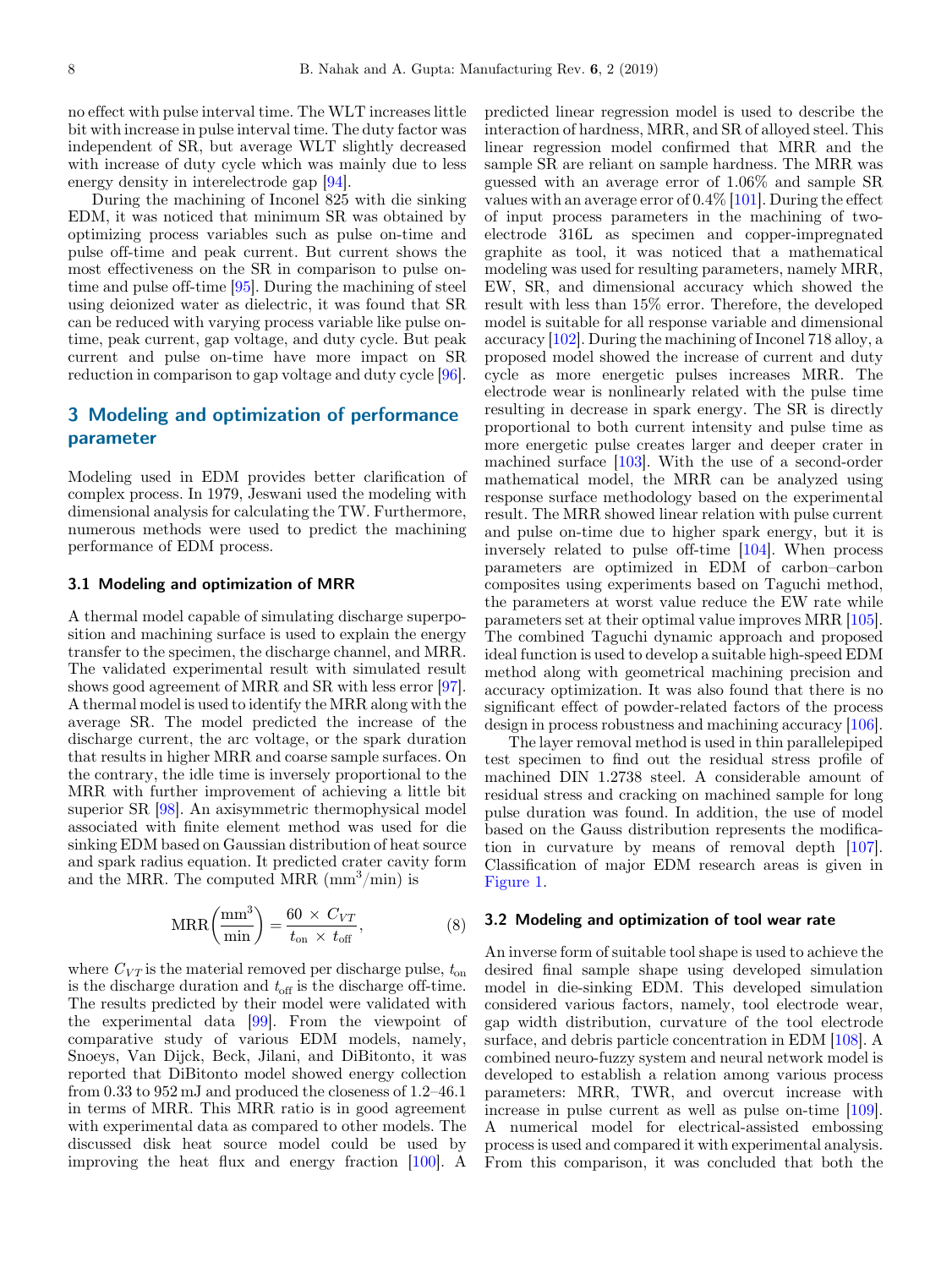no effect with pulse interval time. The WLT increases little bit with increase in pulse interval time. The duty factor was independent of SR, but average WLT slightly decreased with increase of duty cycle which was mainly due to less energy density in interelectrode gap [94].

During the machining of Inconel 825 with die sinking EDM, it was noticed that minimum SR was obtained by optimizing process variables such as pulse on-time and pulse off-time and peak current. But current shows the most effectiveness on the SR in comparison to pulse on-time and pulse off-time [95]. During the machining of steel using deionized water as dielectric, it was found that SR can be reduced with varying process variable like pulse on-time, peak current, gap voltage, and duty cycle. But peak current and pulse on-time have more impact on SR reduction in comparison to gap voltage and duty cycle [96].

## 3 Modeling and optimization of performance parameter

Modeling used in EDM provides better clarification of complex process. In 1979, Jeswani used the modeling with dimensional analysis for calculating the TW. Furthermore, numerous methods were used to predict the machining performance of EDM process.

### 3.1 Modeling and optimization of MRR

A thermal model capable of simulating discharge superposition and machining surface is used to explain the energy transfer to the specimen, the discharge channel, and MRR. The validated experimental result with simulated result shows good agreement of MRR and SR with less error [97]. A thermal model is used to identify the MRR along with the average SR. The model predicted the increase of the discharge current, the arc voltage, or the spark duration that results in higher MRR and coarse sample surfaces. On the contrary, the idle time is inversely proportional to the MRR with further improvement of achieving a little bit superior SR [98]. An axisymmetric thermophysical model associated with finite element method was used for die sinking EDM based on Gaussian distribution of heat source and spark radius equation. It predicted crater cavity form and the MRR. The computed MRR ($\text{mm}^3$/min) is

$$\text{MRR}\left(\frac{\text{mm}^3}{\text{min}}\right) = \frac{60 \times C_{VT}}{t_{\text{on}} \times t_{\text{off}}}, \quad (8)$$

where $C_{VT}$ is the material removed per discharge pulse, $t_{\text{on}}$ is the discharge duration and $t_{\text{off}}$ is the discharge off-time. The results predicted by their model were validated with the experimental data [99]. From the viewpoint of comparative study of various EDM models, namely, Snoeys, Van Dijck, Beck, Jilani, and DiBitonto, it was reported that DiBitonto model showed energy collection from 0.33 to 952 mJ and produced the closeness of 1.2–46.1 in terms of MRR. This MRR ratio is in good agreement with experimental data as compared to other models. The discussed disk heat source model could be used by improving the heat flux and energy fraction [100]. A predicted linear regression model is used to describe the interaction of hardness, MRR, and SR of alloyed steel. This linear regression model confirmed that MRR and the sample SR are reliant on sample hardness. The MRR was guessed with an average error of 1.06% and sample SR values with an average error of 0.4% [101]. During the effect of input process parameters in the machining of two-electrode 316L as specimen and copper-impregnated graphite as tool, it was noticed that a mathematical modeling was used for resulting parameters, namely MRR, EW, SR, and dimensional accuracy which showed the result with less than 15% error. Therefore, the developed model is suitable for all response variable and dimensional accuracy [102]. During the machining of Inconel 718 alloy, a proposed model showed the increase of current and duty cycle as more energetic pulses increases MRR. The electrode wear is nonlinearly related with the pulse time resulting in decrease in spark energy. The SR is directly proportional to both current intensity and pulse time as more energetic pulse creates larger and deeper crater in machined surface [103]. With the use of a second-order mathematical model, the MRR can be analyzed using response surface methodology based on the experimental result. The MRR showed linear relation with pulse current and pulse on-time due to higher spark energy, but it is inversely related to pulse off-time [104]. When process parameters are optimized in EDM of carbon–carbon composites using experiments based on Taguchi method, the parameters at worst value reduce the EW rate while parameters set at their optimal value improves MRR [105]. The combined Taguchi dynamic approach and proposed ideal function is used to develop a suitable high-speed EDM method along with geometrical machining precision and accuracy optimization. It was also found that there is no significant effect of powder-related factors of the process design in process robustness and machining accuracy [106].

The layer removal method is used in thin parallelepiped test specimen to find out the residual stress profile of machined DIN 1.2738 steel. A considerable amount of residual stress and cracking on machined sample for long pulse duration was found. In addition, the use of model based on the Gauss distribution represents the modification in curvature by means of removal depth [107]. Classification of major EDM research areas is given in Figure 1.

### 3.2 Modeling and optimization of tool wear rate

An inverse form of suitable tool shape is used to achieve the desired final sample shape using developed simulation model in die-sinking EDM. This developed simulation considered various factors, namely, tool electrode wear, gap width distribution, curvature of the tool electrode surface, and debris particle concentration in EDM [108]. A combined neuro-fuzzy system and neural network model is developed to establish a relation among various process parameters: MRR, TWR, and overcut increase with increase in pulse current as well as pulse on-time [109]. A numerical model for electrical-assisted embossing process is used and compared it with experimental analysis. From this comparison, it was concluded that both the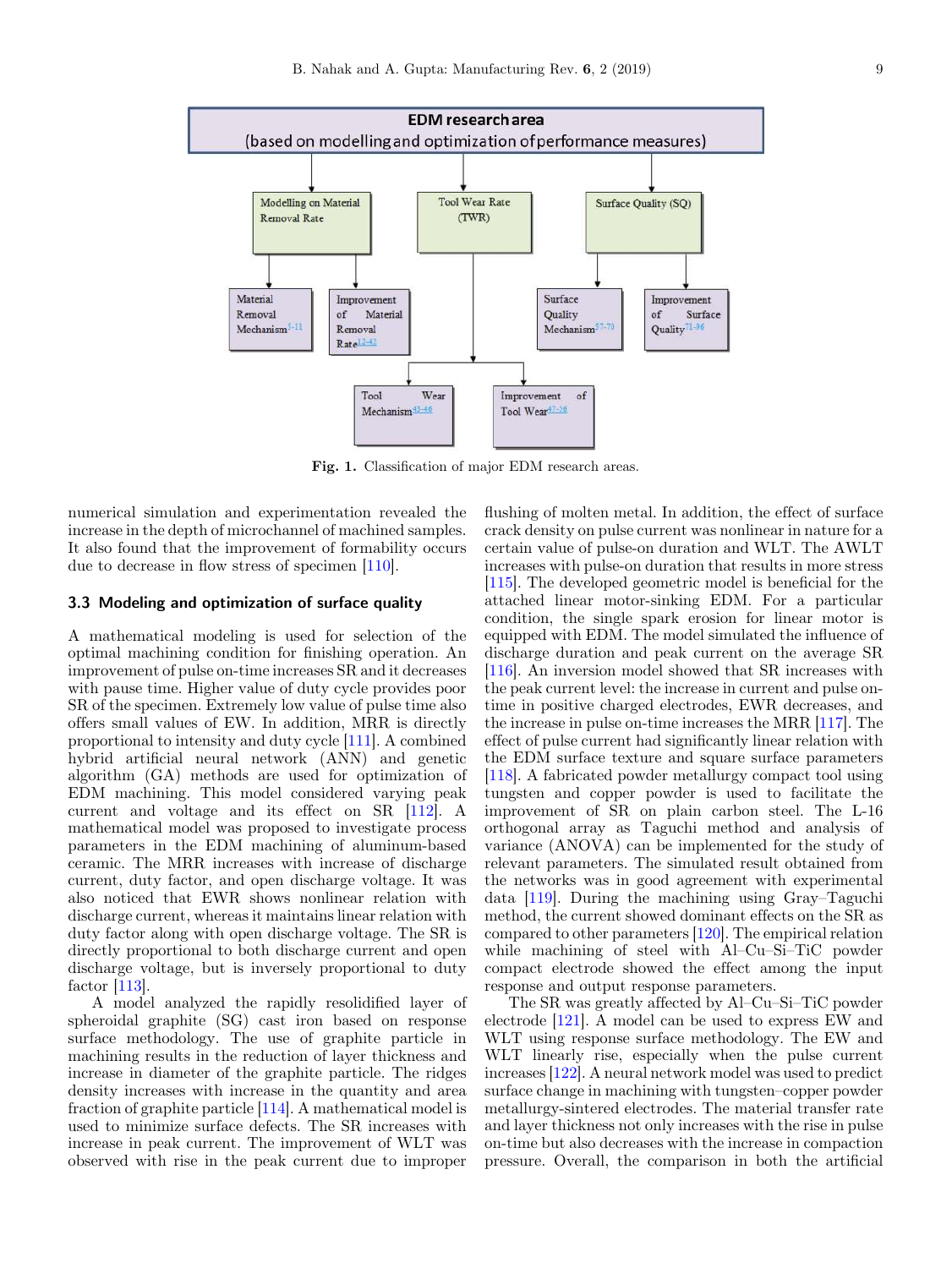EDM research area
(based on modelling and optimization of performance measures)

Modelling on Material Removal Rate

Tool Wear Rate (TWR)

Surface Quality (SQ)

Material Removal Mechanism[5-11]

Improvement of Material Removal Rate[12-42]

Surface Quality Mechanism[57-70]

Improvement of Surface Quality[71-96]

Tool Wear Mechanism[43-46]

Improvement of Tool Wear[47-56]

**Fig. 1.** Classification of major EDM research areas.

numerical simulation and experimentation revealed the increase in the depth of microchannel of machined samples. It also found that the improvement of formability occurs due to decrease in flow stress of specimen [110].

### 3.3 Modeling and optimization of surface quality

A mathematical modeling is used for selection of the optimal machining condition for finishing operation. An improvement of pulse on-time increases SR and it decreases with pause time. Higher value of duty cycle provides poor SR of the specimen. Extremely low value of pulse time also offers small values of EW. In addition, MRR is directly proportional to intensity and duty cycle [111]. A combined hybrid artificial neural network (ANN) and genetic algorithm (GA) methods are used for optimization of EDM machining. This model considered varying peak current and voltage and its effect on SR [112]. A mathematical model was proposed to investigate process parameters in the EDM machining of aluminum-based ceramic. The MRR increases with increase of discharge current, duty factor, and open discharge voltage. It was also noticed that EWR shows nonlinear relation with discharge current, whereas it maintains linear relation with duty factor along with open discharge voltage. The SR is directly proportional to both discharge current and open discharge voltage, but is inversely proportional to duty factor [113].

A model analyzed the rapidly resolidified layer of spheroidal graphite (SG) cast iron based on response surface methodology. The use of graphite particle in machining results in the reduction of layer thickness and increase in diameter of the graphite particle. The ridges density increases with increase in the quantity and area fraction of graphite particle [114]. A mathematical model is used to minimize surface defects. The SR increases with increase in peak current. The improvement of WLT was observed with rise in the peak current due to improper flushing of molten metal. In addition, the effect of surface crack density on pulse current was nonlinear in nature for a certain value of pulse-on duration and WLT. The AWLT increases with pulse-on duration that results in more stress [115]. The developed geometric model is beneficial for the attached linear motor-sinking EDM. For a particular condition, the single spark erosion for linear motor is equipped with EDM. The model simulated the influence of discharge duration and peak current on the average SR [116]. An inversion model showed that SR increases with the peak current level: the increase in current and pulse on-time in positive charged electrodes, EWR decreases, and the increase in pulse on-time increases the MRR [117]. The effect of pulse current had significantly linear relation with the EDM surface texture and square surface parameters [118]. A fabricated powder metallurgy compact tool using tungsten and copper powder is used to facilitate the improvement of SR on plain carbon steel. The L-16 orthogonal array as Taguchi method and analysis of variance (ANOVA) can be implemented for the study of relevant parameters. The simulated result obtained from the networks was in good agreement with experimental data [119]. During the machining using Gray–Taguchi method, the current showed dominant effects on the SR as compared to other parameters [120]. The empirical relation while machining of steel with Al–Cu–Si–TiC powder compact electrode showed the effect among the input response and output response parameters.

The SR was greatly affected by Al–Cu–Si–TiC powder electrode [121]. A model can be used to express EW and WLT using response surface methodology. The EW and WLT linearly rise, especially when the pulse current increases [122]. A neural network model was used to predict surface change in machining with tungsten–copper powder metallurgy-sintered electrodes. The material transfer rate and layer thickness not only increases with the rise in pulse on-time but also decreases with the increase in compaction pressure. Overall, the comparison in both the artificial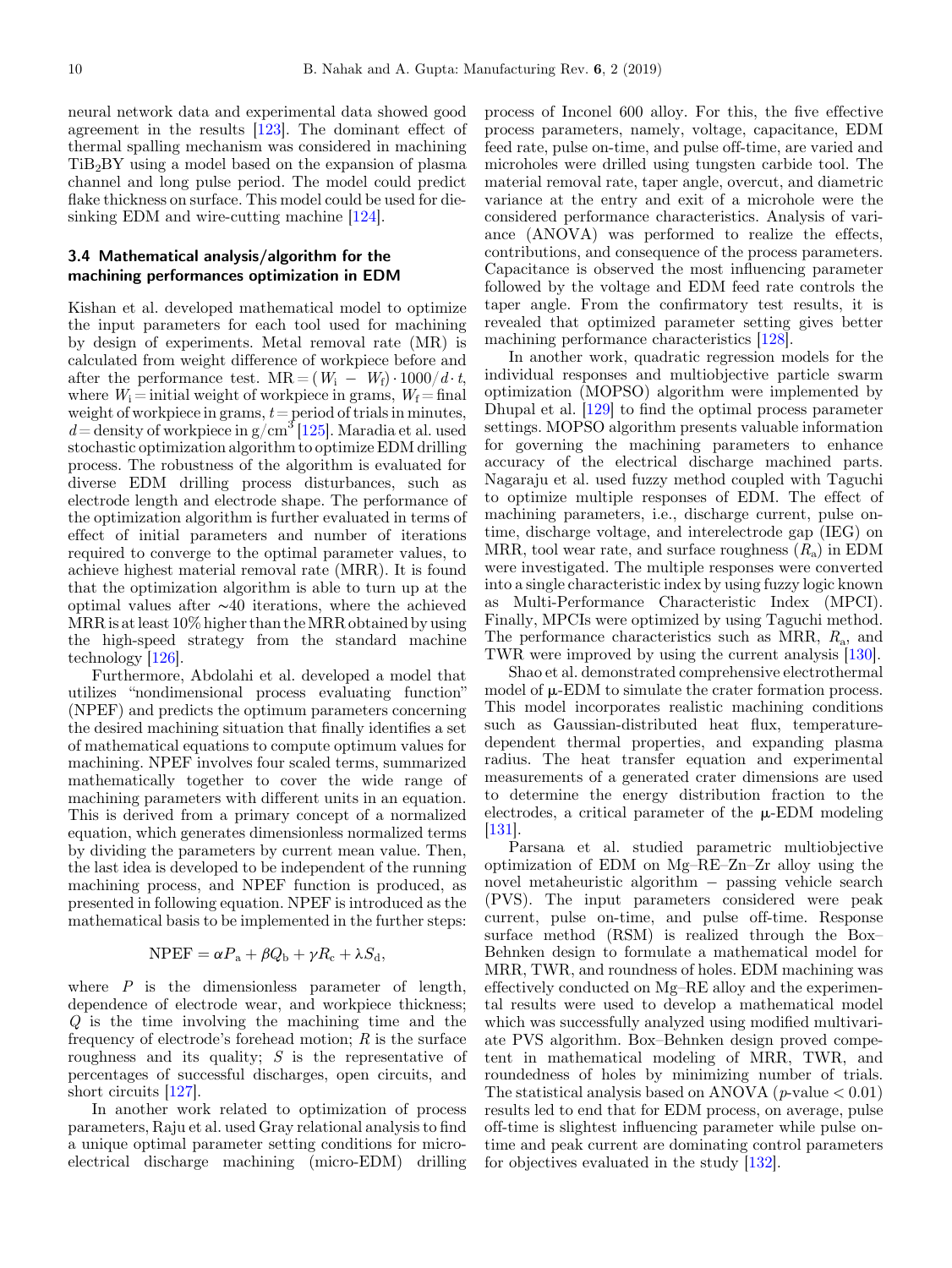neural network data and experimental data showed good agreement in the results [123]. The dominant effect of thermal spalling mechanism was considered in machining $TiB_2BY$ using a model based on the expansion of plasma channel and long pulse period. The model could predict flake thickness on surface. This model could be used for die-sinking EDM and wire-cutting machine [124].

### 3.4 Mathematical analysis/algorithm for the machining performances optimization in EDM

Kishan et al. developed mathematical model to optimize the input parameters for each tool used for machining by design of experiments. Metal removal rate (MR) is calculated from weight difference of workpiece before and after the performance test. $MR = (W_i - W_f) \cdot 1000/d \cdot t$, where $W_i$ = initial weight of workpiece in grams, $W_f$ = final weight of workpiece in grams, $t$ = period of trials in minutes, $d$ = density of workpiece in g/cm$^3$ [125]. Maradia et al. used stochastic optimization algorithm to optimize EDM drilling process. The robustness of the algorithm is evaluated for diverse EDM drilling process disturbances, such as electrode length and electrode shape. The performance of the optimization algorithm is further evaluated in terms of effect of initial parameters and number of iterations required to converge to the optimal parameter values, to achieve highest material removal rate (MRR). It is found that the optimization algorithm is able to turn up at the optimal values after ~40 iterations, where the achieved MRR is at least 10% higher than the MRR obtained by using the high-speed strategy from the standard machine technology [126].

Furthermore, Abdolahi et al. developed a model that utilizes "nondimensional process evaluating function" (NPEF) and predicts the optimum parameters concerning the desired machining situation that finally identifies a set of mathematical equations to compute optimum values for machining. NPEF involves four scaled terms, summarized mathematically together to cover the wide range of machining parameters with different units in an equation. This is derived from a primary concept of a normalized equation, which generates dimensionless normalized terms by dividing the parameters by current mean value. Then, the last idea is developed to be independent of the running machining process, and NPEF function is produced, as presented in following equation. NPEF is introduced as the mathematical basis to be implemented in the further steps:

$$\text{NPEF} = \alpha P_a + \beta Q_b + \gamma R_c + \lambda S_d,$$

where $P$ is the dimensionless parameter of length, dependence of electrode wear, and workpiece thickness; $Q$ is the time involving the machining time and the frequency of electrode's forehead motion; $R$ is the surface roughness and its quality; $S$ is the representative of percentages of successful discharges, open circuits, and short circuits [127].

In another work related to optimization of process parameters, Raju et al. used Gray relational analysis to find a unique optimal parameter setting conditions for micro-electrical discharge machining (micro-EDM) drilling process of Inconel 600 alloy. For this, the five effective process parameters, namely, voltage, capacitance, EDM feed rate, pulse on-time, and pulse off-time, are varied and microholes were drilled using tungsten carbide tool. The material removal rate, taper angle, overcut, and diametric variance at the entry and exit of a microhole were the considered performance characteristics. Analysis of variance (ANOVA) was performed to realize the effects, contributions, and consequence of the process parameters. Capacitance is observed the most influencing parameter followed by the voltage and EDM feed rate controls the taper angle. From the confirmatory test results, it is revealed that optimized parameter setting gives better machining performance characteristics [128].

In another work, quadratic regression models for the individual responses and multiobjective particle swarm optimization (MOPSO) algorithm were implemented by Dhupal et al. [129] to find the optimal process parameter settings. MOPSO algorithm presents valuable information for governing the machining parameters to enhance accuracy of the electrical discharge machined parts. Nagaraju et al. used fuzzy method coupled with Taguchi to optimize multiple responses of EDM. The effect of machining parameters, i.e., discharge current, pulse on-time, discharge voltage, and interelectrode gap (IEG) on MRR, tool wear rate, and surface roughness ($R_a$) in EDM were investigated. The multiple responses were converted into a single characteristic index by using fuzzy logic known as Multi-Performance Characteristic Index (MPCI). Finally, MPCIs were optimized by using Taguchi method. The performance characteristics such as MRR, $R_a$, and TWR were improved by using the current analysis [130].

Shao et al. demonstrated comprehensive electrothermal model of μ-EDM to simulate the crater formation process. This model incorporates realistic machining conditions such as Gaussian-distributed heat flux, temperature-dependent thermal properties, and expanding plasma radius. The heat transfer equation and experimental measurements of a generated crater dimensions are used to determine the energy distribution fraction to the electrodes, a critical parameter of the μ-EDM modeling [131].

Parsana et al. studied parametric multiobjective optimization of EDM on Mg–RE–Zn–Zr alloy using the novel metaheuristic algorithm – passing vehicle search (PVS). The input parameters considered were peak current, pulse on-time, and pulse off-time. Response surface method (RSM) is realized through the Box–Behnken design to formulate a mathematical model for MRR, TWR, and roundness of holes. EDM machining was effectively conducted on Mg–RE alloy and the experimental results were used to develop a mathematical model which was successfully analyzed using modified multivariate PVS algorithm. Box–Behnken design proved competent in mathematical modeling of MRR, TWR, and roundedness of holes by minimizing number of trials. The statistical analysis based on ANOVA ($p$-value < 0.01) results led to end that for EDM process, on average, pulse off-time is slightest influencing parameter while pulse on-time and peak current are dominating control parameters for objectives evaluated in the study [132].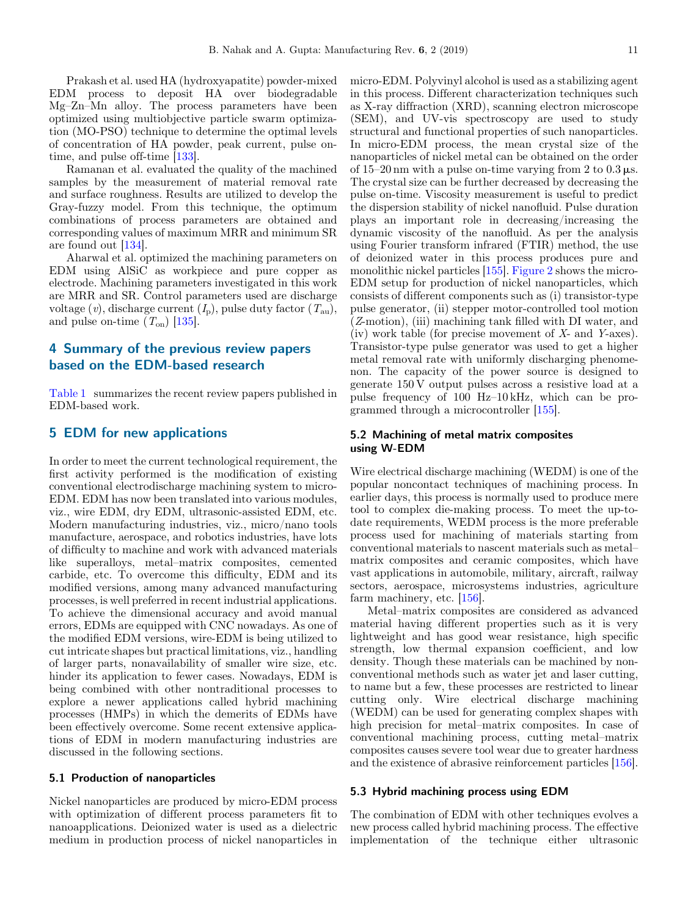Prakash et al. used HA (hydroxyapatite) powder-mixed EDM process to deposit HA over biodegradable Mg–Zn–Mn alloy. The process parameters have been optimized using multiobjective particle swarm optimization (MO-PSO) technique to determine the optimal levels of concentration of HA powder, peak current, pulse on-time, and pulse off-time [133].

Ramanan et al. evaluated the quality of the machined samples by the measurement of material removal rate and surface roughness. Results are utilized to develop the Gray-fuzzy model. From this technique, the optimum combinations of process parameters are obtained and corresponding values of maximum MRR and minimum SR are found out [134].

Aharwal et al. optimized the machining parameters on EDM using AlSiC as workpiece and pure copper as electrode. Machining parameters investigated in this work are MRR and SR. Control parameters used are discharge voltage ($v$), discharge current ($I_p$), pulse duty factor ($T_{au}$), and pulse on-time ($T_{on}$) [135].

## 4 Summary of the previous review papers based on the EDM-based research

Table 1 summarizes the recent review papers published in EDM-based work.

## 5 EDM for new applications

In order to meet the current technological requirement, the first activity performed is the modification of existing conventional electrodischarge machining system to micro-EDM. EDM has now been translated into various modules, viz., wire EDM, dry EDM, ultrasonic-assisted EDM, etc. Modern manufacturing industries, viz., micro/nano tools manufacture, aerospace, and robotics industries, have lots of difficulty to machine and work with advanced materials like superalloys, metal–matrix composites, cemented carbide, etc. To overcome this difficulty, EDM and its modified versions, among many advanced manufacturing processes, is well preferred in recent industrial applications. To achieve the dimensional accuracy and avoid manual errors, EDMs are equipped with CNC nowadays. As one of the modified EDM versions, wire-EDM is being utilized to cut intricate shapes but practical limitations, viz., handling of larger parts, nonavailability of smaller wire size, etc. hinder its application to fewer cases. Nowadays, EDM is being combined with other nontraditional processes to explore a newer applications called hybrid machining processes (HMPs) in which the demerits of EDMs have been effectively overcome. Some recent extensive applications of EDM in modern manufacturing industries are discussed in the following sections.

### 5.1 Production of nanoparticles

Nickel nanoparticles are produced by micro-EDM process with optimization of different process parameters fit to nanoapplications. Deionized water is used as a dielectric medium in production process of nickel nanoparticles in micro-EDM. Polyvinyl alcohol is used as a stabilizing agent in this process. Different characterization techniques such as X-ray diffraction (XRD), scanning electron microscope (SEM), and UV-vis spectroscopy are used to study structural and functional properties of such nanoparticles. In micro-EDM process, the mean crystal size of the nanoparticles of nickel metal can be obtained on the order of 15–20 nm with a pulse on-time varying from 2 to 0.3 µs. The crystal size can be further decreased by decreasing the pulse on-time. Viscosity measurement is useful to predict the dispersion stability of nickel nanofluid. Pulse duration plays an important role in decreasing/increasing the dynamic viscosity of the nanofluid. As per the analysis using Fourier transform infrared (FTIR) method, the use of deionized water in this process produces pure and monolithic nickel particles [155]. Figure 2 shows the micro-EDM setup for production of nickel nanoparticles, which consists of different components such as (i) transistor-type pulse generator, (ii) stepper motor-controlled tool motion ($Z$-motion), (iii) machining tank filled with DI water, and (iv) work table (for precise movement of $X$- and $Y$-axes). Transistor-type pulse generator was used to get a higher metal removal rate with uniformly discharging phenomenon. The capacity of the power source is designed to generate 150 V output pulses across a resistive load at a pulse frequency of 100 Hz–10 kHz, which can be programmed through a microcontroller [155].

### 5.2 Machining of metal matrix composites using W-EDM

Wire electrical discharge machining (WEDM) is one of the popular noncontact techniques of machining process. In earlier days, this process is normally used to produce mere tool to complex die-making process. To meet the up-to-date requirements, WEDM process is the more preferable process used for machining of materials starting from conventional materials to nascent materials such as metal–matrix composites and ceramic composites, which have vast applications in automobile, military, aircraft, railway sectors, aerospace, microsystems industries, agriculture farm machinery, etc. [156].

Metal–matrix composites are considered as advanced material having different properties such as it is very lightweight and has good wear resistance, high specific strength, low thermal expansion coefficient, and low density. Though these materials can be machined by nonconventional methods such as water jet and laser cutting, to name but a few, these processes are restricted to linear cutting only. Wire electrical discharge machining (WEDM) can be used for generating complex shapes with high precision for metal–matrix composites. In case of conventional machining process, cutting metal–matrix composites causes severe tool wear due to greater hardness and the existence of abrasive reinforcement particles [156].

### 5.3 Hybrid machining process using EDM

The combination of EDM with other techniques evolves a new process called hybrid machining process. The effective implementation of the technique either ultrasonic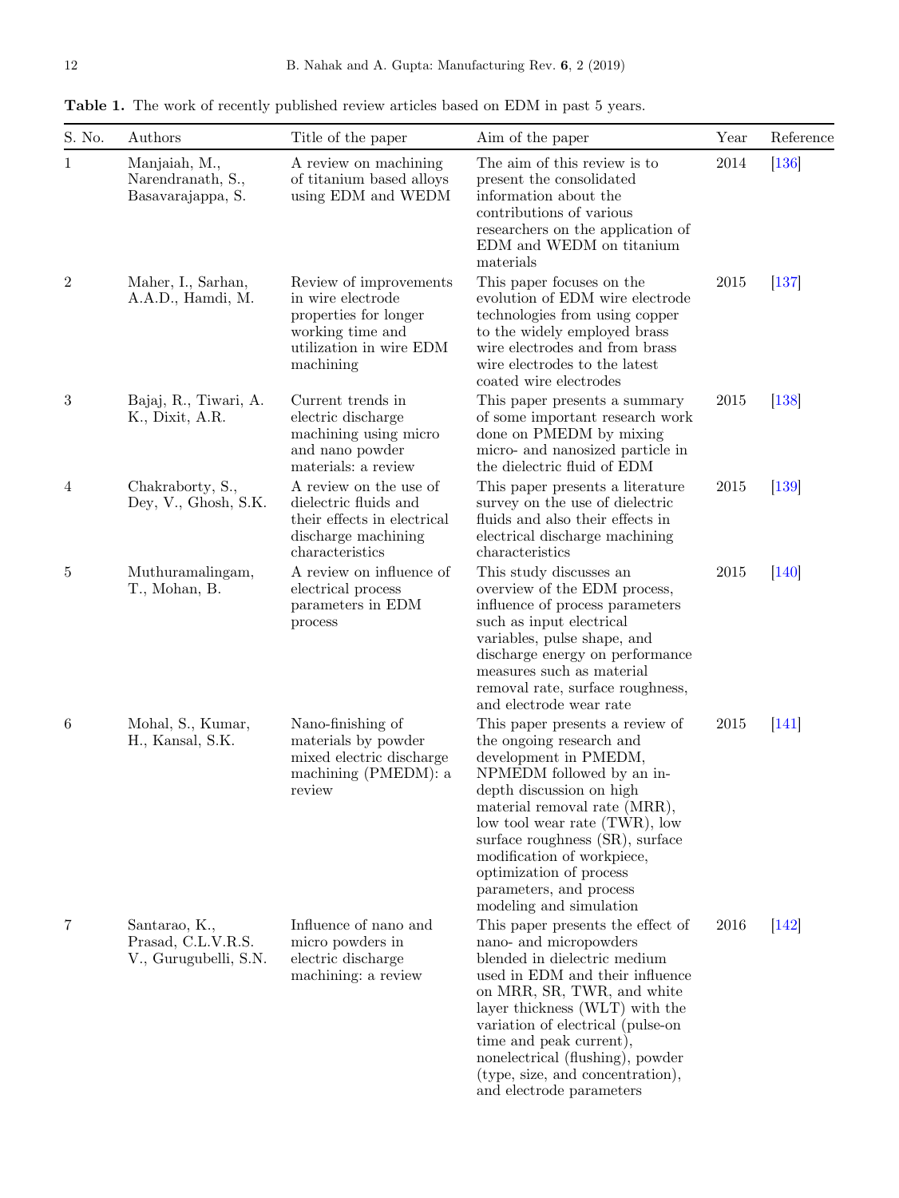**Table 1.** The work of recently published review articles based on EDM in past 5 years.

| S. No. | Authors | Title of the paper | Aim of the paper | Year | Reference |
|---|---|---|---|---|---|
| 1 | Manjaiah, M., Narendranath, S., Basavarajappa, S. | A review on machining of titanium based alloys using EDM and WEDM | The aim of this review is to present the consolidated information about the contributions of various researchers on the application of EDM and WEDM on titanium materials | 2014 | [136] |
| 2 | Maher, I., Sarhan, A.A.D., Hamdi, M. | Review of improvements in wire electrode properties for longer working time and utilization in wire EDM machining | This paper focuses on the evolution of EDM wire electrode technologies from using copper to the widely employed brass wire electrodes and from brass wire electrodes to the latest coated wire electrodes | 2015 | [137] |
| 3 | Bajaj, R., Tiwari, A. K., Dixit, A.R. | Current trends in electric discharge machining using micro and nano powder materials: a review | This paper presents a summary of some important research work done on PMEDM by mixing micro- and nanosized particle in the dielectric fluid of EDM | 2015 | [138] |
| 4 | Chakraborty, S., Dey, V., Ghosh, S.K. | A review on the use of dielectric fluids and their effects in electrical discharge machining characteristics | This paper presents a literature survey on the use of dielectric fluids and also their effects in electrical discharge machining characteristics | 2015 | [139] |
| 5 | Muthuramalingam, T., Mohan, B. | A review on influence of electrical process parameters in EDM process | This study discusses an overview of the EDM process, influence of process parameters such as input electrical variables, pulse shape, and discharge energy on performance measures such as material removal rate, surface roughness, and electrode wear rate | 2015 | [140] |
| 6 | Mohal, S., Kumar, H., Kansal, S.K. | Nano-finishing of materials by powder mixed electric discharge machining (PMEDM): a review | This paper presents a review of the ongoing research and development in PMEDM, NPMEDM followed by an in-depth discussion on high material removal rate (MRR), low tool wear rate (TWR), low surface roughness (SR), surface modification of workpiece, optimization of process parameters, and process modeling and simulation | 2015 | [141] |
| 7 | Santarao, K., Prasad, C.L.V.R.S. V., Gurugubelli, S.N. | Influence of nano and micro powders in electric discharge machining: a review | This paper presents the effect of nano- and micropowders blended in dielectric medium used in EDM and their influence on MRR, SR, TWR, and white layer thickness (WLT) with the variation of electrical (pulse-on time and peak current), nonelectrical (flushing), powder (type, size, and concentration), and electrode parameters | 2016 | [142] |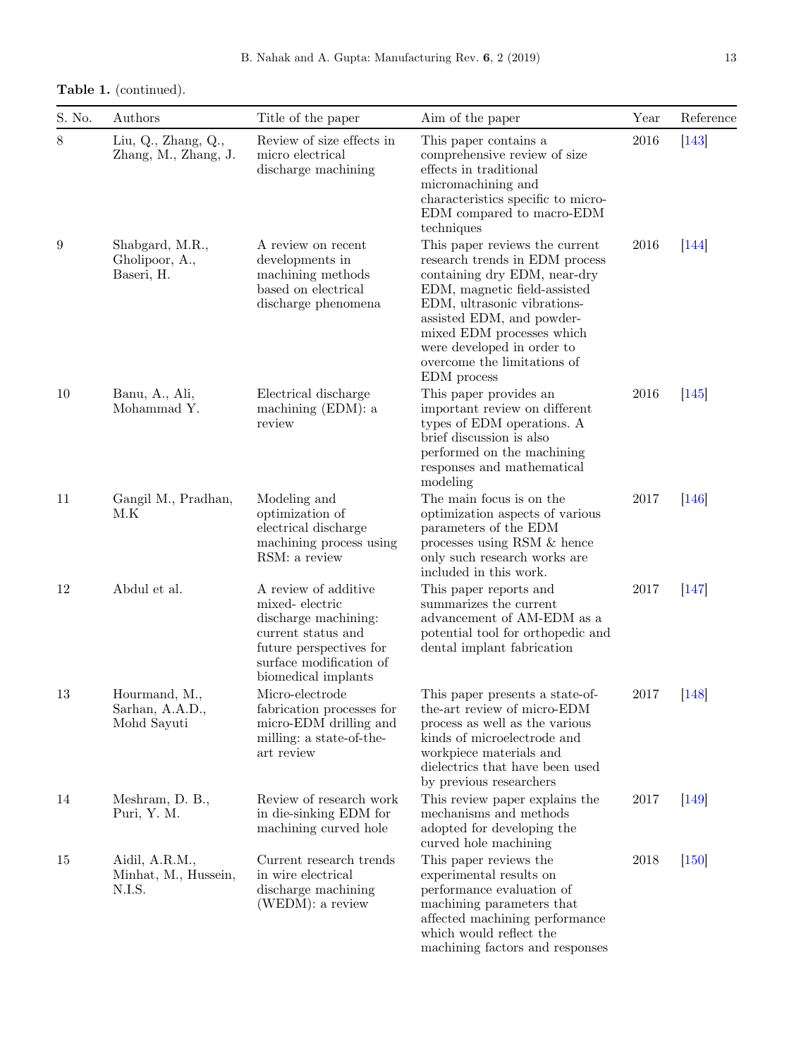**Table 1.** (continued).

| S. No. | Authors | Title of the paper | Aim of the paper | Year | Reference |
|---|---|---|---|---|---|
| 8 | Liu, Q., Zhang, Q., Zhang, M., Zhang, J. | Review of size effects in micro electrical discharge machining | This paper contains a comprehensive review of size effects in traditional micromachining and characteristics specific to micro-EDM compared to macro-EDM techniques | 2016 | [143] |
| 9 | Shabgard, M.R., Gholipoor, A., Baseri, H. | A review on recent developments in machining methods based on electrical discharge phenomena | This paper reviews the current research trends in EDM process containing dry EDM, near-dry EDM, magnetic field-assisted EDM, ultrasonic vibrations-assisted EDM, and powder-mixed EDM processes which were developed in order to overcome the limitations of EDM process | 2016 | [144] |
| 10 | Banu, A., Ali, Mohammad Y. | Electrical discharge machining (EDM): a review | This paper provides an important review on different types of EDM operations. A brief discussion is also performed on the machining responses and mathematical modeling | 2016 | [145] |
| 11 | Gangil M., Pradhan, M.K | Modeling and optimization of electrical discharge machining process using RSM: a review | The main focus is on the optimization aspects of various parameters of the EDM processes using RSM & hence only such research works are included in this work. | 2017 | [146] |
| 12 | Abdul et al. | A review of additive mixed- electric discharge machining: current status and future perspectives for surface modification of biomedical implants | This paper reports and summarizes the current advancement of AM-EDM as a potential tool for orthopedic and dental implant fabrication | 2017 | [147] |
| 13 | Hourmand, M., Sarhan, A.A.D., Mohd Sayuti | Micro-electrode fabrication processes for micro-EDM drilling and milling: a state-of-the-art review | This paper presents a state-of-the-art review of micro-EDM process as well as the various kinds of microelectrode and workpiece materials and dielectrics that have been used by previous researchers | 2017 | [148] |
| 14 | Meshram, D. B., Puri, Y. M. | Review of research work in die-sinking EDM for machining curved hole | This review paper explains the mechanisms and methods adopted for developing the curved hole machining | 2017 | [149] |
| 15 | Aidil, A.R.M., Minhat, M., Hussein, N.I.S. | Current research trends in wire electrical discharge machining (WEDM): a review | This paper reviews the experimental results on performance evaluation of machining parameters that affected machining performance which would reflect the machining factors and responses | 2018 | [150] |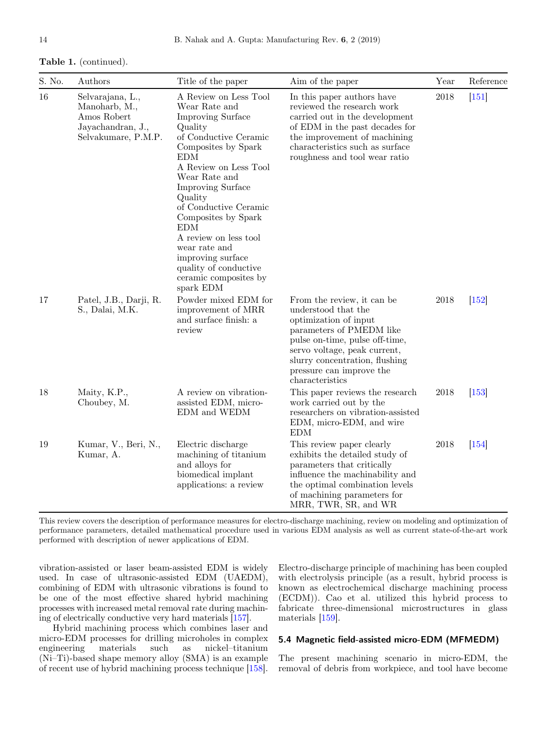**Table 1.** (continued).

| S. No. | Authors | Title of the paper | Aim of the paper | Year | Reference |
|---|---|---|---|---|---|
| 16 | Selvarajana, L., Manoharb, M., Amos Robert Jayachandran, J., Selvakumare, P.M.P. | A Review on Less Tool Wear Rate and Improving Surface Quality of Conductive Ceramic Composites by Spark EDM A Review on Less Tool Wear Rate and Improving Surface Quality of Conductive Ceramic Composites by Spark EDM A review on less tool wear rate and improving surface quality of conductive ceramic composites by spark EDM | In this paper authors have reviewed the research work carried out in the development of EDM in the past decades for the improvement of machining characteristics such as surface roughness and tool wear ratio | 2018 | [151] |
| 17 | Patel, J.B., Darji, R. S., Dalai, M.K. | Powder mixed EDM for improvement of MRR and surface finish: a review | From the review, it can be understood that the optimization of input parameters of PMEDM like pulse on-time, pulse off-time, servo voltage, peak current, slurry concentration, flushing pressure can improve the characteristics | 2018 | [152] |
| 18 | Maity, K.P., Choubey, M. | A review on vibration-assisted EDM, micro-EDM and WEDM | This paper reviews the research work carried out by the researchers on vibration-assisted EDM, micro-EDM, and wire EDM | 2018 | [153] |
| 19 | Kumar, V., Beri, N., Kumar, A. | Electric discharge machining of titanium and alloys for biomedical implant applications: a review | This review paper clearly exhibits the detailed study of parameters that critically influence the machinability and the optimal combination levels of machining parameters for MRR, TWR, SR, and WR | 2018 | [154] |

This review covers the description of performance measures for electro-discharge machining, review on modeling and optimization of performance parameters, detailed mathematical procedure used in various EDM analysis as well as current state-of-the-art work performed with description of newer applications of EDM.

vibration-assisted or laser beam-assisted EDM is widely used. In case of ultrasonic-assisted EDM (UAEDM), combining of EDM with ultrasonic vibrations is found to be one of the most effective shared hybrid machining processes with increased metal removal rate during machining of electrically conductive very hard materials [157].

Hybrid machining process which combines laser and micro-EDM processes for drilling microholes in complex engineering materials such as nickel–titanium (Ni–Ti)-based shape memory alloy (SMA) is an example of recent use of hybrid machining process technique [158]. Electro-discharge principle of machining has been coupled with electrolysis principle (as a result, hybrid process is known as electrochemical discharge machining process (ECDM)). Cao et al. utilized this hybrid process to fabricate three-dimensional microstructures in glass materials [159].

### 5.4 Magnetic field-assisted micro-EDM (MFMEDM)

The present machining scenario in micro-EDM, the removal of debris from workpiece, and tool have become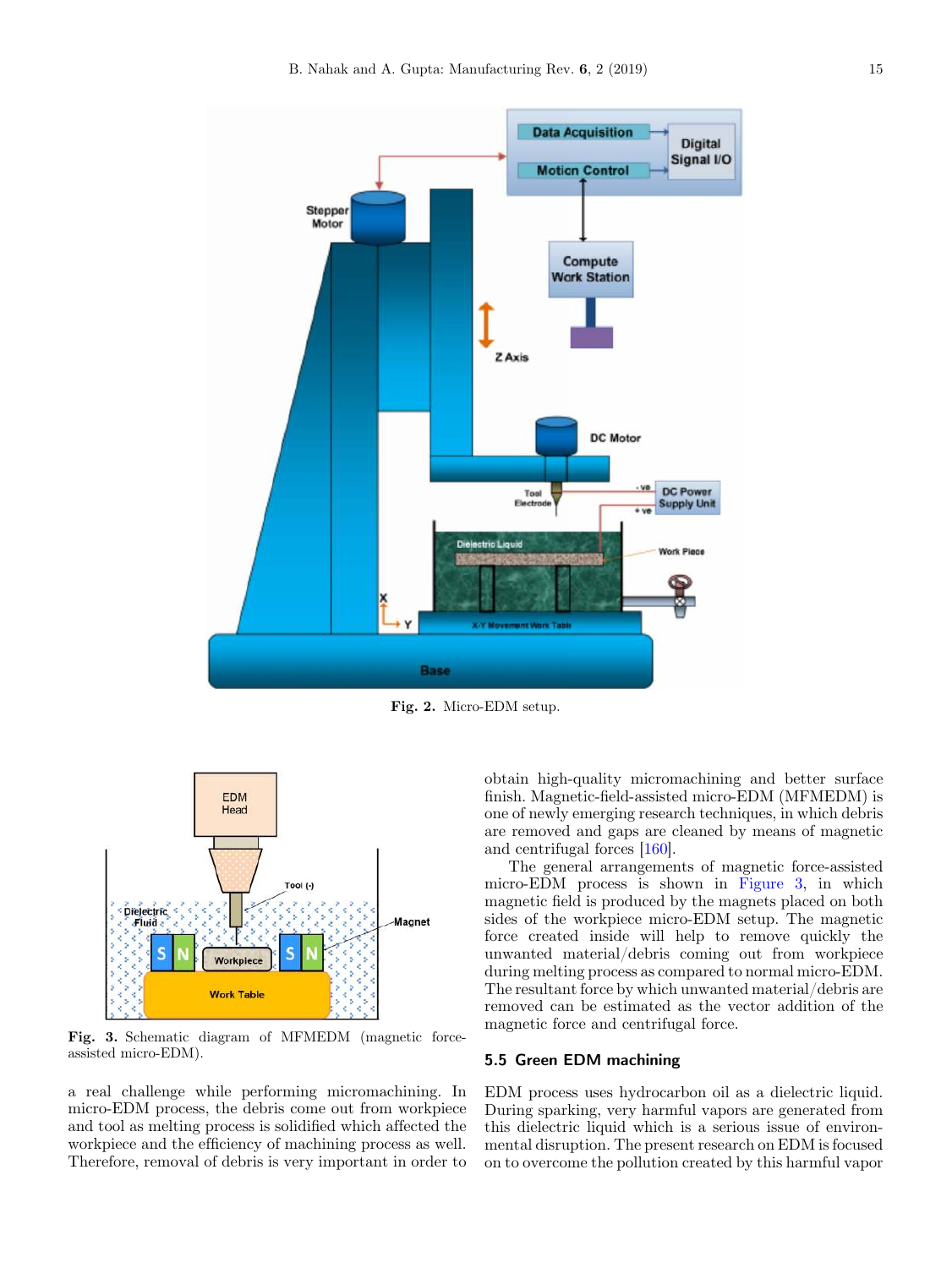Fig. 2. Micro-EDM setup.

Fig. 3. Schematic diagram of MFMEDM (magnetic force-assisted micro-EDM).

a real challenge while performing micromachining. In micro-EDM process, the debris come out from workpiece and tool as melting process is solidified which affected the workpiece and the efficiency of machining process as well. Therefore, removal of debris is very important in order to obtain high-quality micromachining and better surface finish. Magnetic-field-assisted micro-EDM (MFMEDM) is one of newly emerging research techniques, in which debris are removed and gaps are cleaned by means of magnetic and centrifugal forces [160].

The general arrangements of magnetic force-assisted micro-EDM process is shown in Figure 3, in which magnetic field is produced by the magnets placed on both sides of the workpiece micro-EDM setup. The magnetic force created inside will help to remove quickly the unwanted material/debris coming out from workpiece during melting process as compared to normal micro-EDM. The resultant force by which unwanted material/debris are removed can be estimated as the vector addition of the magnetic force and centrifugal force.

### 5.5 Green EDM machining

EDM process uses hydrocarbon oil as a dielectric liquid. During sparking, very harmful vapors are generated from this dielectric liquid which is a serious issue of environmental disruption. The present research on EDM is focused on to overcome the pollution created by this harmful vapor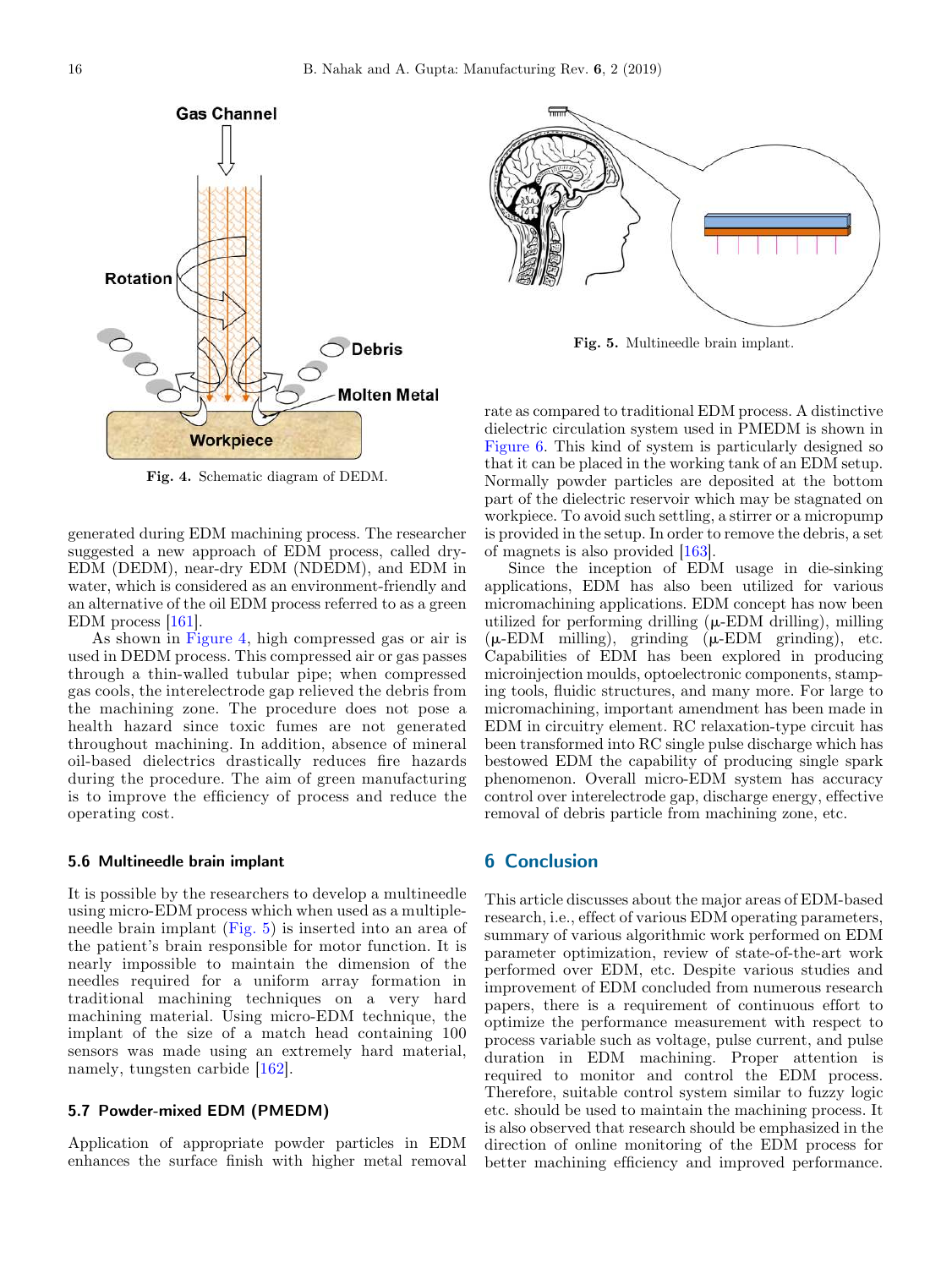Fig. 4. Schematic diagram of DEDM.

generated during EDM machining process. The researcher suggested a new approach of EDM process, called dry-EDM (DEDM), near-dry EDM (NDEDM), and EDM in water, which is considered as an environment-friendly and an alternative of the oil EDM process referred to as a green EDM process [161].

As shown in Figure 4, high compressed gas or air is used in DEDM process. This compressed air or gas passes through a thin-walled tubular pipe; when compressed gas cools, the interelectrode gap relieved the debris from the machining zone. The procedure does not pose a health hazard since toxic fumes are not generated throughout machining. In addition, absence of mineral oil-based dielectrics drastically reduces fire hazards during the procedure. The aim of green manufacturing is to improve the efficiency of process and reduce the operating cost.

### 5.6 Multineedle brain implant

It is possible by the researchers to develop a multineedle using micro-EDM process which when used as a multiple-needle brain implant (Fig. 5) is inserted into an area of the patient's brain responsible for motor function. It is nearly impossible to maintain the dimension of the needles required for a uniform array formation in traditional machining techniques on a very hard machining material. Using micro-EDM technique, the implant of the size of a match head containing 100 sensors was made using an extremely hard material, namely, tungsten carbide [162].

### 5.7 Powder-mixed EDM (PMEDM)

Application of appropriate powder particles in EDM enhances the surface finish with higher metal removal rate as compared to traditional EDM process. A distinctive dielectric circulation system used in PMEDM is shown in Figure 6. This kind of system is particularly designed so that it can be placed in the working tank of an EDM setup. Normally powder particles are deposited at the bottom part of the dielectric reservoir which may be stagnated on workpiece. To avoid such settling, a stirrer or a micropump is provided in the setup. In order to remove the debris, a set of magnets is also provided [163].

Fig. 5. Multineedle brain implant.

Since the inception of EDM usage in die-sinking applications, EDM has also been utilized for various micromachining applications. EDM concept has now been utilized for performing drilling (μ-EDM drilling), milling (μ-EDM milling), grinding (μ-EDM grinding), etc. Capabilities of EDM has been explored in producing microinjection moulds, optoelectronic components, stamping tools, fluidic structures, and many more. For large to micromachining, important amendment has been made in EDM in circuitry element. RC relaxation-type circuit has been transformed into RC single pulse discharge which has bestowed EDM the capability of producing single spark phenomenon. Overall micro-EDM system has accuracy control over interelectrode gap, discharge energy, effective removal of debris particle from machining zone, etc.

## 6 Conclusion

This article discusses about the major areas of EDM-based research, i.e., effect of various EDM operating parameters, summary of various algorithmic work performed on EDM parameter optimization, review of state-of-the-art work performed over EDM, etc. Despite various studies and improvement of EDM concluded from numerous research papers, there is a requirement of continuous effort to optimize the performance measurement with respect to process variable such as voltage, pulse current, and pulse duration in EDM machining. Proper attention is required to monitor and control the EDM process. Therefore, suitable control system similar to fuzzy logic etc. should be used to maintain the machining process. It is also observed that research should be emphasized in the direction of online monitoring of the EDM process for better machining efficiency and improved performance.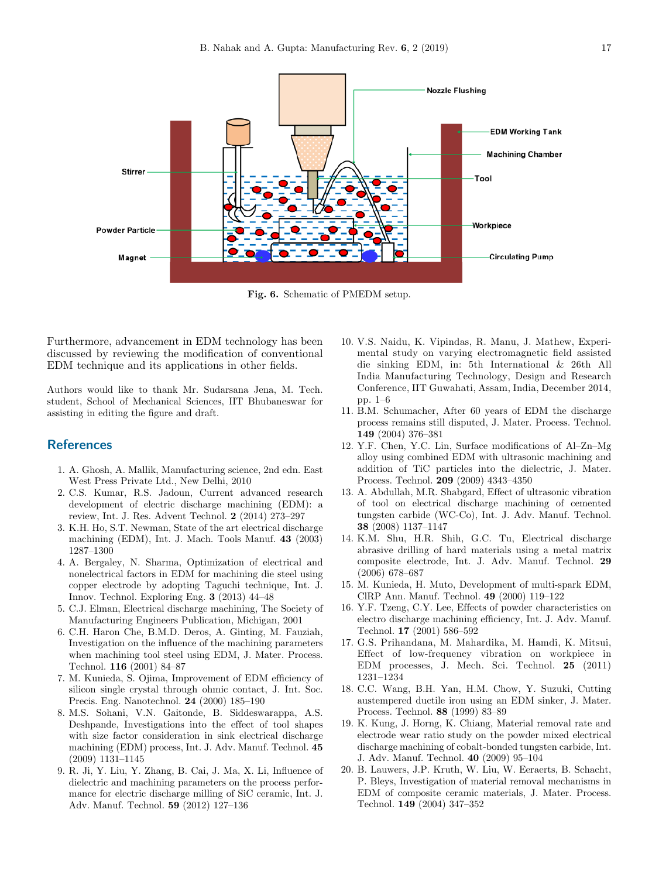Fig. 6. Schematic of PMEDM setup.

Furthermore, advancement in EDM technology has been discussed by reviewing the modification of conventional EDM technique and its applications in other fields.

Authors would like to thank Mr. Sudarsana Jena, M. Tech. student, School of Mechanical Sciences, IIT Bhubaneswar for assisting in editing the figure and draft.

## References

1. A. Ghosh, A. Mallik, Manufacturing science, 2nd edn. East West Press Private Ltd., New Delhi, 2010
2. C.S. Kumar, R.S. Jadoun, Current advanced research development of electric discharge machining (EDM): a review, Int. J. Res. Advent Technol. **2** (2014) 273–297
3. K.H. Ho, S.T. Newman, State of the art electrical discharge machining (EDM), Int. J. Mach. Tools Manuf. **43** (2003) 1287–1300
4. A. Bergaley, N. Sharma, Optimization of electrical and nonelectrical factors in EDM for machining die steel using copper electrode by adopting Taguchi technique, Int. J. Innov. Technol. Exploring Eng. **3** (2013) 44–48
5. C.J. Elman, Electrical discharge machining, The Society of Manufacturing Engineers Publication, Michigan, 2001
6. C.H. Haron Che, B.M.D. Deros, A. Ginting, M. Fauziah, Investigation on the influence of the machining parameters when machining tool steel using EDM, J. Mater. Process. Technol. **116** (2001) 84–87
7. M. Kunieda, S. Ojima, Improvement of EDM efficiency of silicon single crystal through ohmic contact, J. Int. Soc. Precis. Eng. Nanotechnol. **24** (2000) 185–190
8. M.S. Sohani, V.N. Gaitonde, B. Siddeswarappa, A.S. Deshpande, Investigations into the effect of tool shapes with size factor consideration in sink electrical discharge machining (EDM) process, Int. J. Adv. Manuf. Technol. **45** (2009) 1131–1145
9. R. Ji, Y. Liu, Y. Zhang, B. Cai, J. Ma, X. Li, Influence of dielectric and machining parameters on the process performance for electric discharge milling of SiC ceramic, Int. J. Adv. Manuf. Technol. **59** (2012) 127–136
10. V.S. Naidu, K. Vipindas, R. Manu, J. Mathew, Experimental study on varying electromagnetic field assisted die sinking EDM, in: 5th International & 26th All India Manufacturing Technology, Design and Research Conference, IIT Guwahati, Assam, India, December 2014, pp. 1–6
11. B.M. Schumacher, After 60 years of EDM the discharge process remains still disputed, J. Mater. Process. Technol. **149** (2004) 376–381
12. Y.F. Chen, Y.C. Lin, Surface modifications of Al–Zn–Mg alloy using combined EDM with ultrasonic machining and addition of TiC particles into the dielectric, J. Mater. Process. Technol. **209** (2009) 4343–4350
13. A. Abdullah, M.R. Shabgard, Effect of ultrasonic vibration of tool on electrical discharge machining of cemented tungsten carbide (WC-Co), Int. J. Adv. Manuf. Technol. **38** (2008) 1137–1147
14. K.M. Shu, H.R. Shih, G.C. Tu, Electrical discharge abrasive drilling of hard materials using a metal matrix composite electrode, Int. J. Adv. Manuf. Technol. **29** (2006) 678–687
15. M. Kunieda, H. Muto, Development of multi-spark EDM, CIRP Ann. Manuf. Technol. **49** (2000) 119–122
16. Y.F. Tzeng, C.Y. Lee, Effects of powder characteristics on electro discharge machining efficiency, Int. J. Adv. Manuf. Technol. **17** (2001) 586–592
17. G.S. Prihandana, M. Mahardika, M. Hamdi, K. Mitsui, Effect of low-frequency vibration on workpiece in EDM processes, J. Mech. Sci. Technol. **25** (2011) 1231–1234
18. C.C. Wang, B.H. Yan, H.M. Chow, Y. Suzuki, Cutting austempered ductile iron using an EDM sinker, J. Mater. Process. Technol. **88** (1999) 83–89
19. K. Kung, J. Horng, K. Chiang, Material removal rate and electrode wear ratio study on the powder mixed electrical discharge machining of cobalt-bonded tungsten carbide, Int. J. Adv. Manuf. Technol. **40** (2009) 95–104
20. B. Lauwers, J.P. Kruth, W. Liu, W. Eeraerts, B. Schacht, P. Bleys, Investigation of material removal mechanisms in EDM of composite ceramic materials, J. Mater. Process. Technol. **149** (2004) 347–352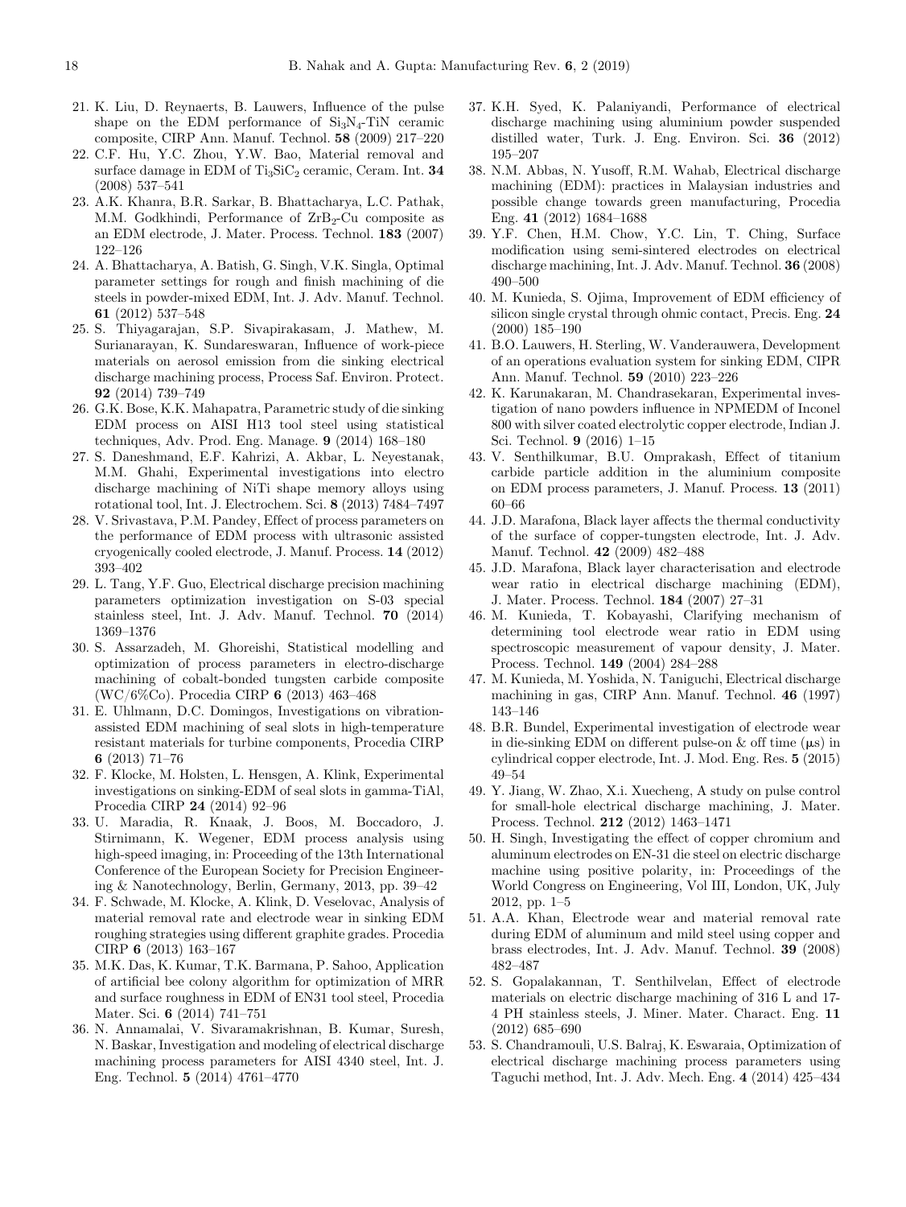21. K. Liu, D. Reynaerts, B. Lauwers, Influence of the pulse shape on the EDM performance of $Si_3N_4$-TiN ceramic composite, CIRP Ann. Manuf. Technol. **58** (2009) 217–220
22. C.F. Hu, Y.C. Zhou, Y.W. Bao, Material removal and surface damage in EDM of $Ti_3SiC_2$ ceramic, Ceram. Int. **34** (2008) 537–541
23. A.K. Khanra, B.R. Sarkar, B. Bhattacharya, L.C. Pathak, M.M. Godkhindi, Performance of $ZrB_2$-Cu composite as an EDM electrode, J. Mater. Process. Technol. **183** (2007) 122–126
24. A. Bhattacharya, A. Batish, G. Singh, V.K. Singla, Optimal parameter settings for rough and finish machining of die steels in powder-mixed EDM, Int. J. Adv. Manuf. Technol. **61** (2012) 537–548
25. S. Thiyagarajan, S.P. Sivapirakasam, J. Mathew, M. Surianarayan, K. Sundareswaran, Influence of work-piece materials on aerosol emission from die sinking electrical discharge machining process, Process Saf. Environ. Protect. **92** (2014) 739–749
26. G.K. Bose, K.K. Mahapatra, Parametric study of die sinking EDM process on AISI H13 tool steel using statistical techniques, Adv. Prod. Eng. Manage. **9** (2014) 168–180
27. S. Daneshmand, E.F. Kahrizi, A. Akbar, L. Neyestanak, M.M. Ghahi, Experimental investigations into electro discharge machining of NiTi shape memory alloys using rotational tool, Int. J. Electrochem. Sci. **8** (2013) 7484–7497
28. V. Srivastava, P.M. Pandey, Effect of process parameters on the performance of EDM process with ultrasonic assisted cryogenically cooled electrode, J. Manuf. Process. **14** (2012) 393–402
29. L. Tang, Y.F. Guo, Electrical discharge precision machining parameters optimization investigation on S-03 special stainless steel, Int. J. Adv. Manuf. Technol. **70** (2014) 1369–1376
30. S. Assarzadeh, M. Ghoreishi, Statistical modelling and optimization of process parameters in electro-discharge machining of cobalt-bonded tungsten carbide composite (WC/6%Co). Procedia CIRP **6** (2013) 463–468
31. E. Uhlmann, D.C. Domingos, Investigations on vibration-assisted EDM machining of seal slots in high-temperature resistant materials for turbine components, Procedia CIRP **6** (2013) 71–76
32. F. Klocke, M. Holsten, L. Hensgen, A. Klink, Experimental investigations on sinking-EDM of seal slots in gamma-TiAl, Procedia CIRP **24** (2014) 92–96
33. U. Maradia, R. Knaak, J. Boos, M. Boccadoro, J. Stirnimann, K. Wegener, EDM process analysis using high-speed imaging, in: Proceeding of the 13th International Conference of the European Society for Precision Engineering & Nanotechnology, Berlin, Germany, 2013, pp. 39–42
34. F. Schwade, M. Klocke, A. Klink, D. Veselovac, Analysis of material removal rate and electrode wear in sinking EDM roughing strategies using different graphite grades. Procedia CIRP **6** (2013) 163–167
35. M.K. Das, K. Kumar, T.K. Barmana, P. Sahoo, Application of artificial bee colony algorithm for optimization of MRR and surface roughness in EDM of EN31 tool steel, Procedia Mater. Sci. **6** (2014) 741–751
36. N. Annamalai, V. Sivaramakrishnan, B. Kumar, Suresh, N. Baskar, Investigation and modeling of electrical discharge machining process parameters for AISI 4340 steel, Int. J. Eng. Technol. **5** (2014) 4761–4770
37. K.H. Syed, K. Palaniyandi, Performance of electrical discharge machining using aluminium powder suspended distilled water, Turk. J. Eng. Environ. Sci. **36** (2012) 195–207
38. N.M. Abbas, N. Yusoff, R.M. Wahab, Electrical discharge machining (EDM): practices in Malaysian industries and possible change towards green manufacturing, Procedia Eng. **41** (2012) 1684–1688
39. Y.F. Chen, H.M. Chow, Y.C. Lin, T. Ching, Surface modification using semi-sintered electrodes on electrical discharge machining, Int. J. Adv. Manuf. Technol. **36** (2008) 490–500
40. M. Kunieda, S. Ojima, Improvement of EDM efficiency of silicon single crystal through ohmic contact, Precis. Eng. **24** (2000) 185–190
41. B.O. Lauwers, H. Sterling, W. Vanderauwera, Development of an operations evaluation system for sinking EDM, CIPR Ann. Manuf. Technol. **59** (2010) 223–226
42. K. Karunakaran, M. Chandrasekaran, Experimental investigation of nano powders influence in NPMEDM of Inconel 800 with silver coated electrolytic copper electrode, Indian J. Sci. Technol. **9** (2016) 1–15
43. V. Senthilkumar, B.U. Omprakash, Effect of titanium carbide particle addition in the aluminium composite on EDM process parameters, J. Manuf. Process. **13** (2011) 60–66
44. J.D. Marafona, Black layer affects the thermal conductivity of the surface of copper-tungsten electrode, Int. J. Adv. Manuf. Technol. **42** (2009) 482–488
45. J.D. Marafona, Black layer characterisation and electrode wear ratio in electrical discharge machining (EDM), J. Mater. Process. Technol. **184** (2007) 27–31
46. M. Kunieda, T. Kobayashi, Clarifying mechanism of determining tool electrode wear ratio in EDM using spectroscopic measurement of vapour density, J. Mater. Process. Technol. **149** (2004) 284–288
47. M. Kunieda, M. Yoshida, N. Taniguchi, Electrical discharge machining in gas, CIRP Ann. Manuf. Technol. **46** (1997) 143–146
48. B.R. Bundel, Experimental investigation of electrode wear in die-sinking EDM on different pulse-on & off time (μs) in cylindrical copper electrode, Int. J. Mod. Eng. Res. **5** (2015) 49–54
49. Y. Jiang, W. Zhao, X.i. Xuecheng, A study on pulse control for small-hole electrical discharge machining, J. Mater. Process. Technol. **212** (2012) 1463–1471
50. H. Singh, Investigating the effect of copper chromium and aluminum electrodes on EN-31 die steel on electric discharge machine using positive polarity, in: Proceedings of the World Congress on Engineering, Vol III, London, UK, July 2012, pp. 1–5
51. A.A. Khan, Electrode wear and material removal rate during EDM of aluminum and mild steel using copper and brass electrodes, Int. J. Adv. Manuf. Technol. **39** (2008) 482–487
52. S. Gopalakannan, T. Senthilvelan, Effect of electrode materials on electric discharge machining of 316 L and 17-4 PH stainless steels, J. Miner. Mater. Charact. Eng. **11** (2012) 685–690
53. S. Chandramouli, U.S. Balraj, K. Eswaraia, Optimization of electrical discharge machining process parameters using Taguchi method, Int. J. Adv. Mech. Eng. **4** (2014) 425–434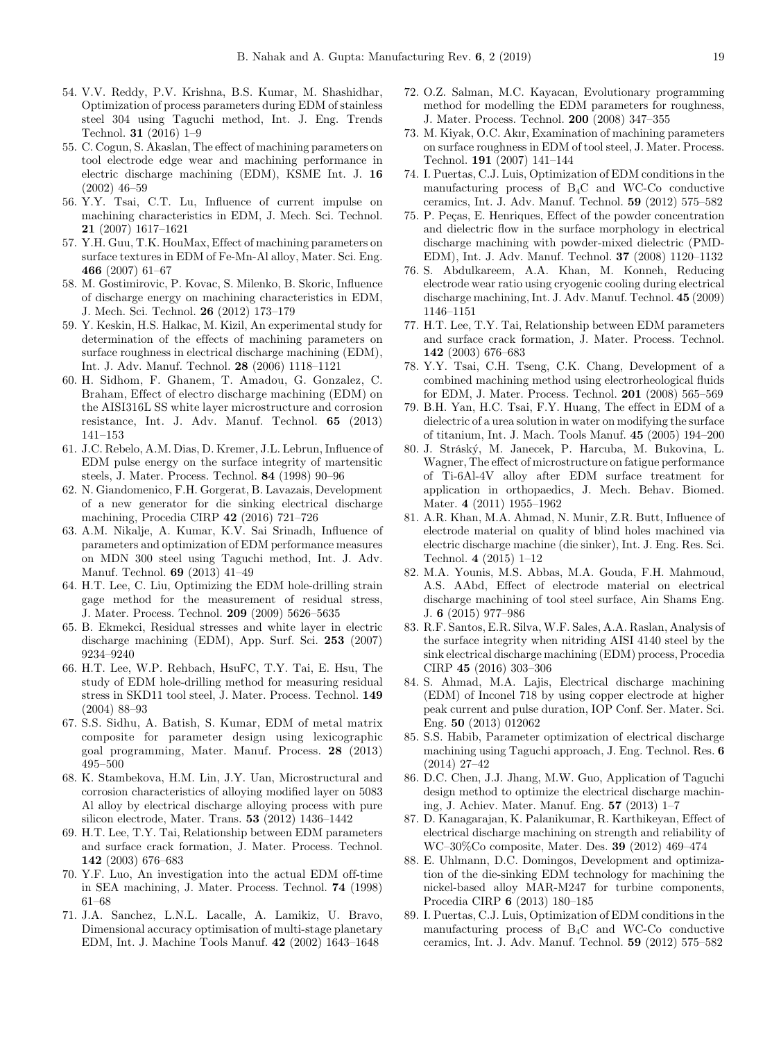54. V.V. Reddy, P.V. Krishna, B.S. Kumar, M. Shashidhar, Optimization of process parameters during EDM of stainless steel 304 using Taguchi method, Int. J. Eng. Trends Technol. **31** (2016) 1–9
55. C. Cogun, S. Akaslan, The effect of machining parameters on tool electrode edge wear and machining performance in electric discharge machining (EDM), KSME Int. J. **16** (2002) 46–59
56. Y.Y. Tsai, C.T. Lu, Influence of current impulse on machining characteristics in EDM, J. Mech. Sci. Technol. **21** (2007) 1617–1621
57. Y.H. Guu, T.K. HouMax, Effect of machining parameters on surface textures in EDM of Fe-Mn-Al alloy, Mater. Sci. Eng. **466** (2007) 61–67
58. M. Gostimirovic, P. Kovac, S. Milenko, B. Skoric, Influence of discharge energy on machining characteristics in EDM, J. Mech. Sci. Technol. **26** (2012) 173–179
59. Y. Keskin, H.S. Halkac, M. Kizil, An experimental study for determination of the effects of machining parameters on surface roughness in electrical discharge machining (EDM), Int. J. Adv. Manuf. Technol. **28** (2006) 1118–1121
60. H. Sidhom, F. Ghanem, T. Amadou, G. Gonzalez, C. Braham, Effect of electro discharge machining (EDM) on the AISI316L SS white layer microstructure and corrosion resistance, Int. J. Adv. Manuf. Technol. **65** (2013) 141–153
61. J.C. Rebelo, A.M. Dias, D. Kremer, J.L. Lebrun, Influence of EDM pulse energy on the surface integrity of martensitic steels, J. Mater. Process. Technol. **84** (1998) 90–96
62. N. Giandomenico, F.H. Gorgerat, B. Lavazais, Development of a new generator for die sinking electrical discharge machining, Procedia CIRP **42** (2016) 721–726
63. A.M. Nikalje, A. Kumar, K.V. Sai Srinadh, Influence of parameters and optimization of EDM performance measures on MDN 300 steel using Taguchi method, Int. J. Adv. Manuf. Technol. **69** (2013) 41–49
64. H.T. Lee, C. Liu, Optimizing the EDM hole-drilling strain gage method for the measurement of residual stress, J. Mater. Process. Technol. **209** (2009) 5626–5635
65. B. Ekmekci, Residual stresses and white layer in electric discharge machining (EDM), App. Surf. Sci. **253** (2007) 9234–9240
66. H.T. Lee, W.P. Rehbach, HsuFC, T.Y. Tai, E. Hsu, The study of EDM hole-drilling method for measuring residual stress in SKD11 tool steel, J. Mater. Process. Technol. **149** (2004) 88–93
67. S.S. Sidhu, A. Batish, S. Kumar, EDM of metal matrix composite for parameter design using lexicographic goal programming, Mater. Manuf. Process. **28** (2013) 495–500
68. K. Stambekova, H.M. Lin, J.Y. Uan, Microstructural and corrosion characteristics of alloying modified layer on 5083 Al alloy by electrical discharge alloying process with pure silicon electrode, Mater. Trans. **53** (2012) 1436–1442
69. H.T. Lee, T.Y. Tai, Relationship between EDM parameters and surface crack formation, J. Mater. Process. Technol. **142** (2003) 676–683
70. Y.F. Luo, An investigation into the actual EDM off-time in SEA machining, J. Mater. Process. Technol. **74** (1998) 61–68
71. J.A. Sanchez, L.N.L. Lacalle, A. Lamikiz, U. Bravo, Dimensional accuracy optimisation of multi-stage planetary EDM, Int. J. Machine Tools Manuf. **42** (2002) 1643–1648
72. O.Z. Salman, M.C. Kayacan, Evolutionary programming method for modelling the EDM parameters for roughness, J. Mater. Process. Technol. **200** (2008) 347–355
73. M. Kiyak, O.C. Akır, Examination of machining parameters on surface roughness in EDM of tool steel, J. Mater. Process. Technol. **191** (2007) 141–144
74. I. Puertas, C.J. Luis, Optimization of EDM conditions in the manufacturing process of $B_4C$ and WC-Co conductive ceramics, Int. J. Adv. Manuf. Technol. **59** (2012) 575–582
75. P. Peças, E. Henriques, Effect of the powder concentration and dielectric flow in the surface morphology in electrical discharge machining with powder-mixed dielectric (PMD-EDM), Int. J. Adv. Manuf. Technol. **37** (2008) 1120–1132
76. S. Abdulkareem, A.A. Khan, M. Konneh, Reducing electrode wear ratio using cryogenic cooling during electrical discharge machining, Int. J. Adv. Manuf. Technol. **45** (2009) 1146–1151
77. H.T. Lee, T.Y. Tai, Relationship between EDM parameters and surface crack formation, J. Mater. Process. Technol. **142** (2003) 676–683
78. Y.Y. Tsai, C.H. Tseng, C.K. Chang, Development of a combined machining method using electrorheological fluids for EDM, J. Mater. Process. Technol. **201** (2008) 565–569
79. B.H. Yan, H.C. Tsai, F.Y. Huang, The effect in EDM of a dielectric of a urea solution in water on modifying the surface of titanium, Int. J. Mach. Tools Manuf. **45** (2005) 194–200
80. J. Stráský, M. Janecek, P. Harcuba, M. Bukovina, L. Wagner, The effect of microstructure on fatigue performance of Ti-6Al-4V alloy after EDM surface treatment for application in orthopaedics, J. Mech. Behav. Biomed. Mater. **4** (2011) 1955–1962
81. A.R. Khan, M.A. Ahmad, N. Munir, Z.R. Butt, Influence of electrode material on quality of blind holes machined via electric discharge machine (die sinker), Int. J. Eng. Res. Sci. Technol. **4** (2015) 1–12
82. M.A. Younis, M.S. Abbas, M.A. Gouda, F.H. Mahmoud, A.S. AAbd, Effect of electrode material on electrical discharge machining of tool steel surface, Ain Shams Eng. J. **6** (2015) 977–986
83. R.F. Santos, E.R. Silva, W.F. Sales, A.A. Raslan, Analysis of the surface integrity when nitriding AISI 4140 steel by the sink electrical discharge machining (EDM) process, Procedia CIRP **45** (2016) 303–306
84. S. Ahmad, M.A. Lajis, Electrical discharge machining (EDM) of Inconel 718 by using copper electrode at higher peak current and pulse duration, IOP Conf. Ser. Mater. Sci. Eng. **50** (2013) 012062
85. S.S. Habib, Parameter optimization of electrical discharge machining using Taguchi approach, J. Eng. Technol. Res. **6** (2014) 27–42
86. D.C. Chen, J.J. Jhang, M.W. Guo, Application of Taguchi design method to optimize the electrical discharge machining, J. Achiev. Mater. Manuf. Eng. **57** (2013) 1–7
87. D. Kanagarajan, K. Palanikumar, R. Karthikeyan, Effect of electrical discharge machining on strength and reliability of WC–30%Co composite, Mater. Des. **39** (2012) 469–474
88. E. Uhlmann, D.C. Domingos, Development and optimization of the die-sinking EDM technology for machining the nickel-based alloy MAR-M247 for turbine components, Procedia CIRP **6** (2013) 180–185
89. I. Puertas, C.J. Luis, Optimization of EDM conditions in the manufacturing process of $B_4C$ and WC-Co conductive ceramics, Int. J. Adv. Manuf. Technol. **59** (2012) 575–582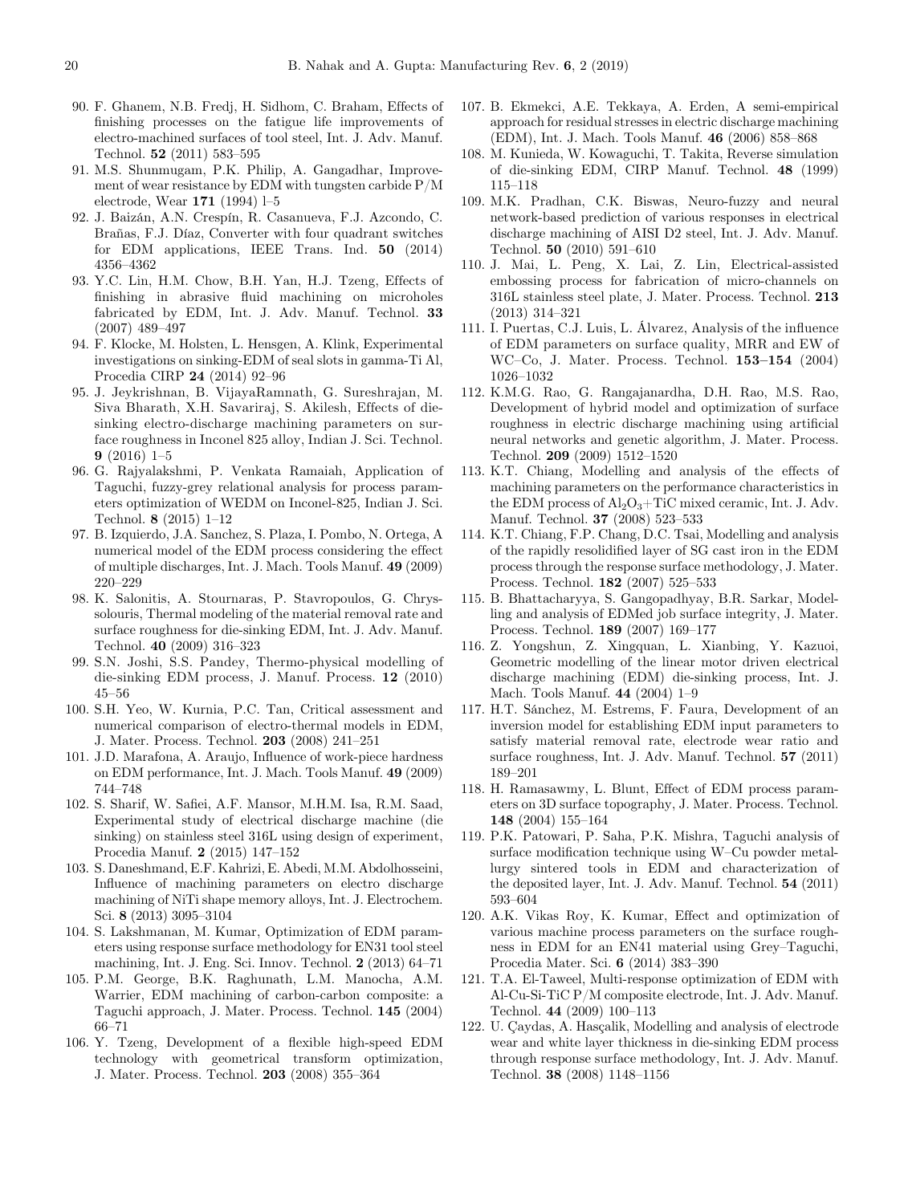90. F. Ghanem, N.B. Fredj, H. Sidhom, C. Braham, Effects of finishing processes on the fatigue life improvements of electro-machined surfaces of tool steel, Int. J. Adv. Manuf. Technol. **52** (2011) 583–595
91. M.S. Shunmugam, P.K. Philip, A. Gangadhar, Improvement of wear resistance by EDM with tungsten carbide P/M electrode, Wear **171** (1994) l–5
92. J. Baizán, A.N. Crespín, R. Casanueva, F.J. Azcondo, C. Brañas, F.J. Díaz, Converter with four quadrant switches for EDM applications, IEEE Trans. Ind. **50** (2014) 4356–4362
93. Y.C. Lin, H.M. Chow, B.H. Yan, H.J. Tzeng, Effects of finishing in abrasive fluid machining on microholes fabricated by EDM, Int. J. Adv. Manuf. Technol. **33** (2007) 489–497
94. F. Klocke, M. Holsten, L. Hensgen, A. Klink, Experimental investigations on sinking-EDM of seal slots in gamma-Ti Al, Procedia CIRP **24** (2014) 92–96
95. J. Jeykrishnan, B. VijayaRamnath, G. Sureshrajan, M. Siva Bharath, X.H. Savariraj, S. Akilesh, Effects of die-sinking electro-discharge machining parameters on surface roughness in Inconel 825 alloy, Indian J. Sci. Technol. **9** (2016) 1–5
96. G. Rajyalakshmi, P. Venkata Ramaiah, Application of Taguchi, fuzzy-grey relational analysis for process parameters optimization of WEDM on Inconel-825, Indian J. Sci. Technol. **8** (2015) 1–12
97. B. Izquierdo, J.A. Sanchez, S. Plaza, I. Pombo, N. Ortega, A numerical model of the EDM process considering the effect of multiple discharges, Int. J. Mach. Tools Manuf. **49** (2009) 220–229
98. K. Salonitis, A. Stournaras, P. Stavropoulos, G. Chryssolouris, Thermal modeling of the material removal rate and surface roughness for die-sinking EDM, Int. J. Adv. Manuf. Technol. **40** (2009) 316–323
99. S.N. Joshi, S.S. Pandey, Thermo-physical modelling of die-sinking EDM process, J. Manuf. Process. **12** (2010) 45–56
100. S.H. Yeo, W. Kurnia, P.C. Tan, Critical assessment and numerical comparison of electro-thermal models in EDM, J. Mater. Process. Technol. **203** (2008) 241–251
101. J.D. Marafona, A. Araujo, Influence of work-piece hardness on EDM performance, Int. J. Mach. Tools Manuf. **49** (2009) 744–748
102. S. Sharif, W. Safiei, A.F. Mansor, M.H.M. Isa, R.M. Saad, Experimental study of electrical discharge machine (die sinking) on stainless steel 316L using design of experiment, Procedia Manuf. **2** (2015) 147–152
103. S. Daneshmand, E.F. Kahrizi, E. Abedi, M.M. Abdolhosseini, Influence of machining parameters on electro discharge machining of NiTi shape memory alloys, Int. J. Electrochem. Sci. **8** (2013) 3095–3104
104. S. Lakshmanan, M. Kumar, Optimization of EDM parameters using response surface methodology for EN31 tool steel machining, Int. J. Eng. Sci. Innov. Technol. **2** (2013) 64–71
105. P.M. George, B.K. Raghunath, L.M. Manocha, A.M. Warrier, EDM machining of carbon-carbon composite: a Taguchi approach, J. Mater. Process. Technol. **145** (2004) 66–71
106. Y. Tzeng, Development of a flexible high-speed EDM technology with geometrical transform optimization, J. Mater. Process. Technol. **203** (2008) 355–364
107. B. Ekmekci, A.E. Tekkaya, A. Erden, A semi-empirical approach for residual stresses in electric discharge machining (EDM), Int. J. Mach. Tools Manuf. **46** (2006) 858–868
108. M. Kunieda, W. Kowaguchi, T. Takita, Reverse simulation of die-sinking EDM, CIRP Manuf. Technol. **48** (1999) 115–118
109. M.K. Pradhan, C.K. Biswas, Neuro-fuzzy and neural network-based prediction of various responses in electrical discharge machining of AISI D2 steel, Int. J. Adv. Manuf. Technol. **50** (2010) 591–610
110. J. Mai, L. Peng, X. Lai, Z. Lin, Electrical-assisted embossing process for fabrication of micro-channels on 316L stainless steel plate, J. Mater. Process. Technol. **213** (2013) 314–321
111. I. Puertas, C.J. Luis, L. Álvarez, Analysis of the influence of EDM parameters on surface quality, MRR and EW of WC–Co, J. Mater. Process. Technol. **153–154** (2004) 1026–1032
112. K.M.G. Rao, G. Rangajanardha, D.H. Rao, M.S. Rao, Development of hybrid model and optimization of surface roughness in electric discharge machining using artificial neural networks and genetic algorithm, J. Mater. Process. Technol. **209** (2009) 1512–1520
113. K.T. Chiang, Modelling and analysis of the effects of machining parameters on the performance characteristics in the EDM process of $Al_2O_3$+TiC mixed ceramic, Int. J. Adv. Manuf. Technol. **37** (2008) 523–533
114. K.T. Chiang, F.P. Chang, D.C. Tsai, Modelling and analysis of the rapidly resolidified layer of SG cast iron in the EDM process through the response surface methodology, J. Mater. Process. Technol. **182** (2007) 525–533
115. B. Bhattacharyya, S. Gangopadhyay, B.R. Sarkar, Modelling and analysis of EDMed job surface integrity, J. Mater. Process. Technol. **189** (2007) 169–177
116. Z. Yongshun, Z. Xingquan, L. Xianbing, Y. Kazuoi, Geometric modelling of the linear motor driven electrical discharge machining (EDM) die-sinking process, Int. J. Mach. Tools Manuf. **44** (2004) 1–9
117. H.T. Sánchez, M. Estrems, F. Faura, Development of an inversion model for establishing EDM input parameters to satisfy material removal rate, electrode wear ratio and surface roughness, Int. J. Adv. Manuf. Technol. **57** (2011) 189–201
118. H. Ramasawmy, L. Blunt, Effect of EDM process parameters on 3D surface topography, J. Mater. Process. Technol. **148** (2004) 155–164
119. P.K. Patowari, P. Saha, P.K. Mishra, Taguchi analysis of surface modification technique using W–Cu powder metallurgy sintered tools in EDM and characterization of the deposited layer, Int. J. Adv. Manuf. Technol. **54** (2011) 593–604
120. A.K. Vikas Roy, K. Kumar, Effect and optimization of various machine process parameters on the surface roughness in EDM for an EN41 material using Grey–Taguchi, Procedia Mater. Sci. **6** (2014) 383–390
121. T.A. El-Taweel, Multi-response optimization of EDM with Al-Cu-Si-TiC P/M composite electrode, Int. J. Adv. Manuf. Technol. **44** (2009) 100–113
122. U. Çaydas, A. Hasçalik, Modelling and analysis of electrode wear and white layer thickness in die-sinking EDM process through response surface methodology, Int. J. Adv. Manuf. Technol. **38** (2008) 1148–1156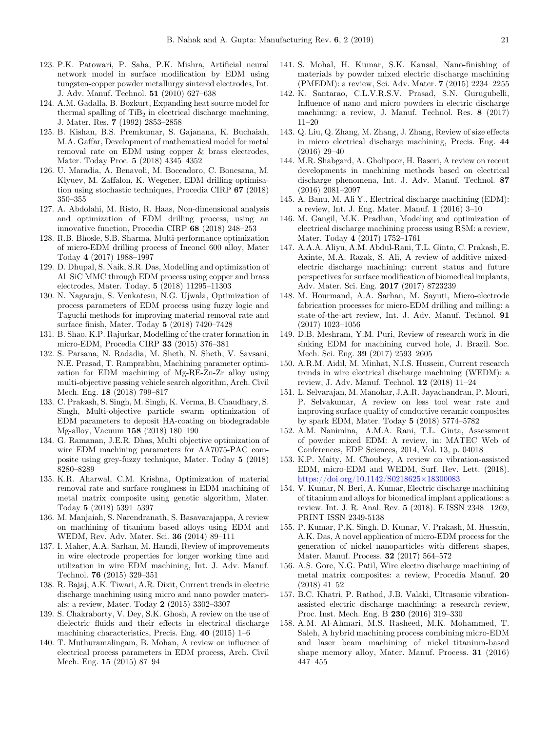123. P.K. Patowari, P. Saha, P.K. Mishra, Artificial neural network model in surface modification by EDM using tungsten-copper powder metallurgy sintered electrodes, Int. J. Adv. Manuf. Technol. **51** (2010) 627–638
124. A.M. Gadalla, B. Bozkurt, Expanding heat source model for thermal spalling of $TiB_2$ in electrical discharge machining, J. Mater. Res. **7** (1992) 2853–2858
125. B. Kishan, B.S. Premkumar, S. Gajanana, K. Buchaiah, M.A. Gaffar, Development of mathematical model for metal removal rate on EDM using copper & brass electrodes, Mater. Today Proc. **5** (2018) 4345–4352
126. U. Maradia, A. Benavoli, M. Boccadoro, C. Bonesana, M. Klyuev, M. Zaffalon, K. Wegener, EDM drilling optimisation using stochastic techniques, Procedia CIRP **67** (2018) 350–355
127. A. Abdolahi, M. Risto, R. Haas, Non-dimensional analysis and optimization of EDM drilling process, using an innovative function, Procedia CIRP **68** (2018) 248–253
128. R.B. Bhosle, S.B. Sharma, Multi-performance optimization of micro-EDM drilling process of Inconel 600 alloy, Mater Today **4** (2017) 1988–1997
129. D. Dhupal, S. Naik, S.R. Das, Modelling and optimization of Al–SiC MMC through EDM process using copper and brass electrodes, Mater. Today, **5** (2018) 11295–11303
130. N. Nagaraju, S. Venkatesu, N.G. Ujwala, Optimization of process parameters of EDM process using fuzzy logic and Taguchi methods for improving material removal rate and surface finish, Mater. Today **5** (2018) 7420–7428
131. B. Shao, K.P. Rajurkar, Modelling of the crater formation in micro-EDM, Procedia CIRP **33** (2015) 376–381
132. S. Parsana, N. Radadia, M. Sheth, N. Sheth, V. Savsani, N.E. Prasad, T. Ramprabhu, Machining parameter optimization for EDM machining of Mg-RE-Zn-Zr alloy using multi-objective passing vehicle search algorithm, Arch. Civil Mech. Eng. **18** (2018) 799–817
133. C. Prakash, S. Singh, M. Singh, K. Verma, B. Chaudhary, S. Singh, Multi-objective particle swarm optimization of EDM parameters to deposit HA-coating on biodegradable Mg-alloy, Vacuum **158** (2018) 180–190
134. G. Ramanan, J.E.R. Dhas, Multi objective optimization of wire EDM machining parameters for AA7075-PAC composite using grey-fuzzy technique, Mater. Today **5** (2018) 8280–8289
135. K.R. Aharwal, C.M. Krishna, Optimization of material removal rate and surface roughness in EDM machining of metal matrix composite using genetic algorithm, Mater. Today **5** (2018) 5391–5397
136. M. Manjaiah, S. Narendranath, S. Basavarajappa, A review on machining of titanium based alloys using EDM and WEDM, Rev. Adv. Mater. Sci. **36** (2014) 89–111
137. I. Maher, A.A. Sarhan, M. Hamdi, Review of improvements in wire electrode properties for longer working time and utilization in wire EDM machining, Int. J. Adv. Manuf. Technol. **76** (2015) 329–351
138. R. Bajaj, A.K. Tiwari, A.R. Dixit, Current trends in electric discharge machining using micro and nano powder materials: a review, Mater. Today **2** (2015) 3302–3307
139. S. Chakraborty, V. Dey, S.K. Ghosh, A review on the use of dielectric fluids and their effects in electrical discharge machining characteristics, Precis. Eng. **40** (2015) 1–6
140. T. Muthuramalingam, B. Mohan, A review on influence of electrical process parameters in EDM process, Arch. Civil Mech. Eng. **15** (2015) 87–94
141. S. Mohal, H. Kumar, S.K. Kansal, Nano-finishing of materials by powder mixed electric discharge machining (PMEDM): a review, Sci. Adv. Mater. **7** (2015) 2234–2255
142. K. Santarao, C.L.V.R.S.V. Prasad, S.N. Gurugubelli, Influence of nano and micro powders in electric discharge machining: a review, J. Manuf. Technol. Res. **8** (2017) 11–20
143. Q. Liu, Q. Zhang, M. Zhang, J. Zhang, Review of size effects in micro electrical discharge machining, Precis. Eng. **44** (2016) 29–40
144. M.R. Shabgard, A. Gholipoor, H. Baseri, A review on recent developments in machining methods based on electrical discharge phenomena, Int. J. Adv. Manuf. Technol. **87** (2016) 2081–2097
145. A. Banu, M. Ali Y., Electrical discharge machining (EDM): a review, Int. J. Eng. Mater. Manuf. **1** (2016) 3–10
146. M. Gangil, M.K. Pradhan, Modeling and optimization of electrical discharge machining process using RSM: a review, Mater. Today **4** (2017) 1752–1761
147. A.A.A. Aliyu, A.M. Abdul-Rani, T.L. Ginta, C. Prakash, E. Axinte, M.A. Razak, S. Ali, A review of additive mixed-electric discharge machining: current status and future perspectives for surface modification of biomedical implants, Adv. Mater. Sci. Eng. **2017** (2017) 8723239
148. M. Hourmand, A.A. Sarhan, M. Sayuti, Micro-electrode fabrication processes for micro-EDM drilling and milling: a state-of-the-art review, Int. J. Adv. Manuf. Technol. **91** (2017) 1023–1056
149. D.B. Meshram, Y.M. Puri, Review of research work in die sinking EDM for machining curved hole, J. Brazil. Soc. Mech. Sci. Eng. **39** (2017) 2593–2605
150. A.R.M. Aidil, M. Minhat, N.I.S. Hussein, Current research trends in wire electrical discharge machining (WEDM): a review, J. Adv. Manuf. Technol. **12** (2018) 11–24
151. L. Selvarajan, M. Manohar, J.A.R. Jayachandran, P. Mouri, P. Selvakumar, A review on less tool wear rate and improving surface quality of conductive ceramic composites by spark EDM, Mater. Today **5** (2018) 5774–5782
152. A.M. Nanimina, A.M.A. Rani, T.L. Ginta, Assessment of powder mixed EDM: A review, in: MATEC Web of Conferences, EDP Sciences, 2014, Vol. 13, p. 04018
153. K.P. Maity, M. Choubey, A review on vibration-assisted EDM, micro-EDM and WEDM, Surf. Rev. Lett. (2018). https://doi.org/10.1142/S0218625×18300083
154. V. Kumar, N. Beri, A. Kumar, Electric discharge machining of titanium and alloys for biomedical implant applications: a review. Int. J. R. Anal. Rev. **5** (2018). E ISSN 2348 –1269, PRINT ISSN 2349-5138
155. P. Kumar, P.K. Singh, D. Kumar, V. Prakash, M. Hussain, A.K. Das, A novel application of micro-EDM process for the generation of nickel nanoparticles with different shapes, Mater. Manuf. Process. **32** (2017) 564–572
156. A.S. Gore, N.G. Patil, Wire electro discharge machining of metal matrix composites: a review, Procedia Manuf. **20** (2018) 41–52
157. B.C. Khatri, P. Rathod, J.B. Valaki, Ultrasonic vibration-assisted electric discharge machining: a research review, Proc. Inst. Mech. Eng. B **230** (2016) 319–330
158. A.M. Al-Ahmari, M.S. Rasheed, M.K. Mohammed, T. Saleh, A hybrid machining process combining micro-EDM and laser beam machining of nickel–titanium-based shape memory alloy, Mater. Manuf. Process. **31** (2016) 447–455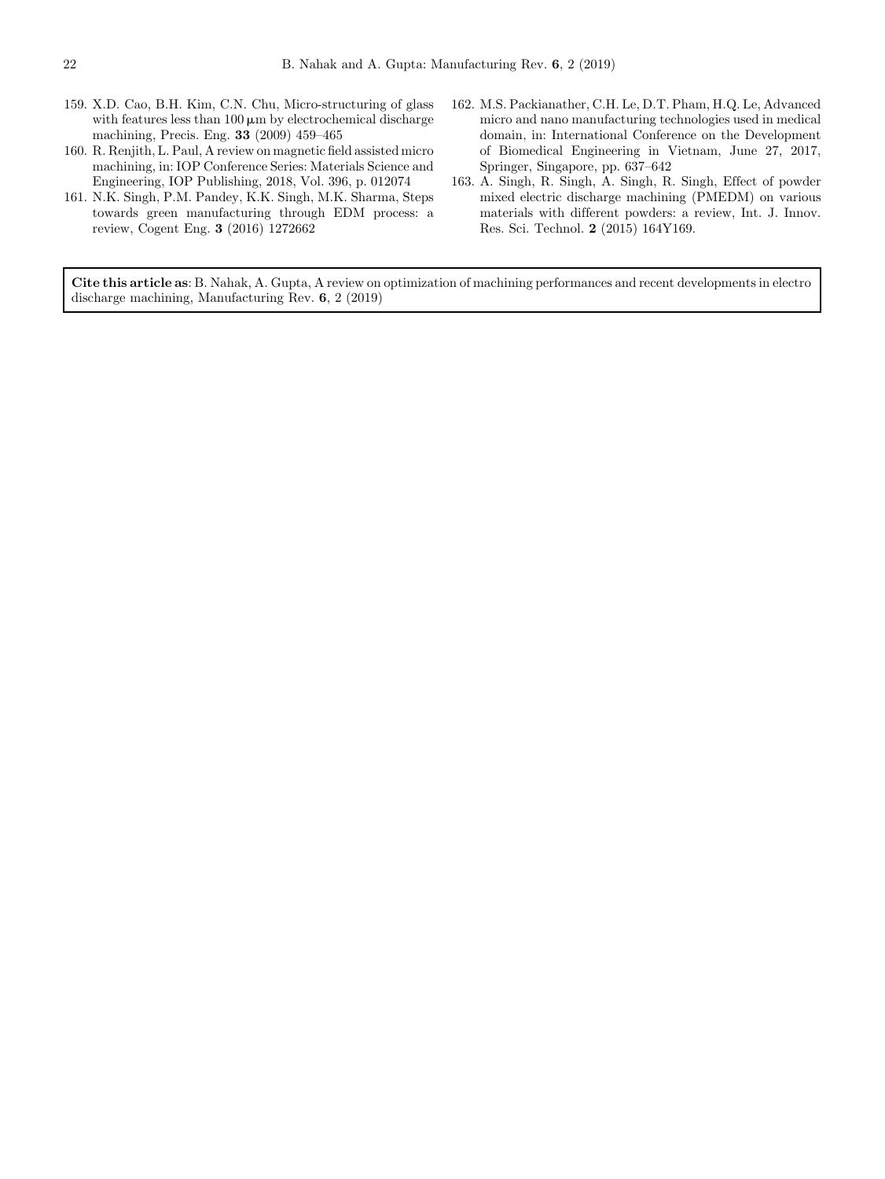159. X.D. Cao, B.H. Kim, C.N. Chu, Micro-structuring of glass with features less than 100 μm by electrochemical discharge machining, Precis. Eng. **33** (2009) 459–465
160. R. Renjith, L. Paul, A review on magnetic field assisted micro machining, in: IOP Conference Series: Materials Science and Engineering, IOP Publishing, 2018, Vol. 396, p. 012074
161. N.K. Singh, P.M. Pandey, K.K. Singh, M.K. Sharma, Steps towards green manufacturing through EDM process: a review, Cogent Eng. **3** (2016) 1272662
162. M.S. Packianather, C.H. Le, D.T. Pham, H.Q. Le, Advanced micro and nano manufacturing technologies used in medical domain, in: International Conference on the Development of Biomedical Engineering in Vietnam, June 27, 2017, Springer, Singapore, pp. 637–642
163. A. Singh, R. Singh, A. Singh, R. Singh, Effect of powder mixed electric discharge machining (PMEDM) on various materials with different powders: a review, Int. J. Innov. Res. Sci. Technol. **2** (2015) 164Y169.

**Cite this article as**: B. Nahak, A. Gupta, A review on optimization of machining performances and recent developments in electro discharge machining, Manufacturing Rev. **6**, 2 (2019)